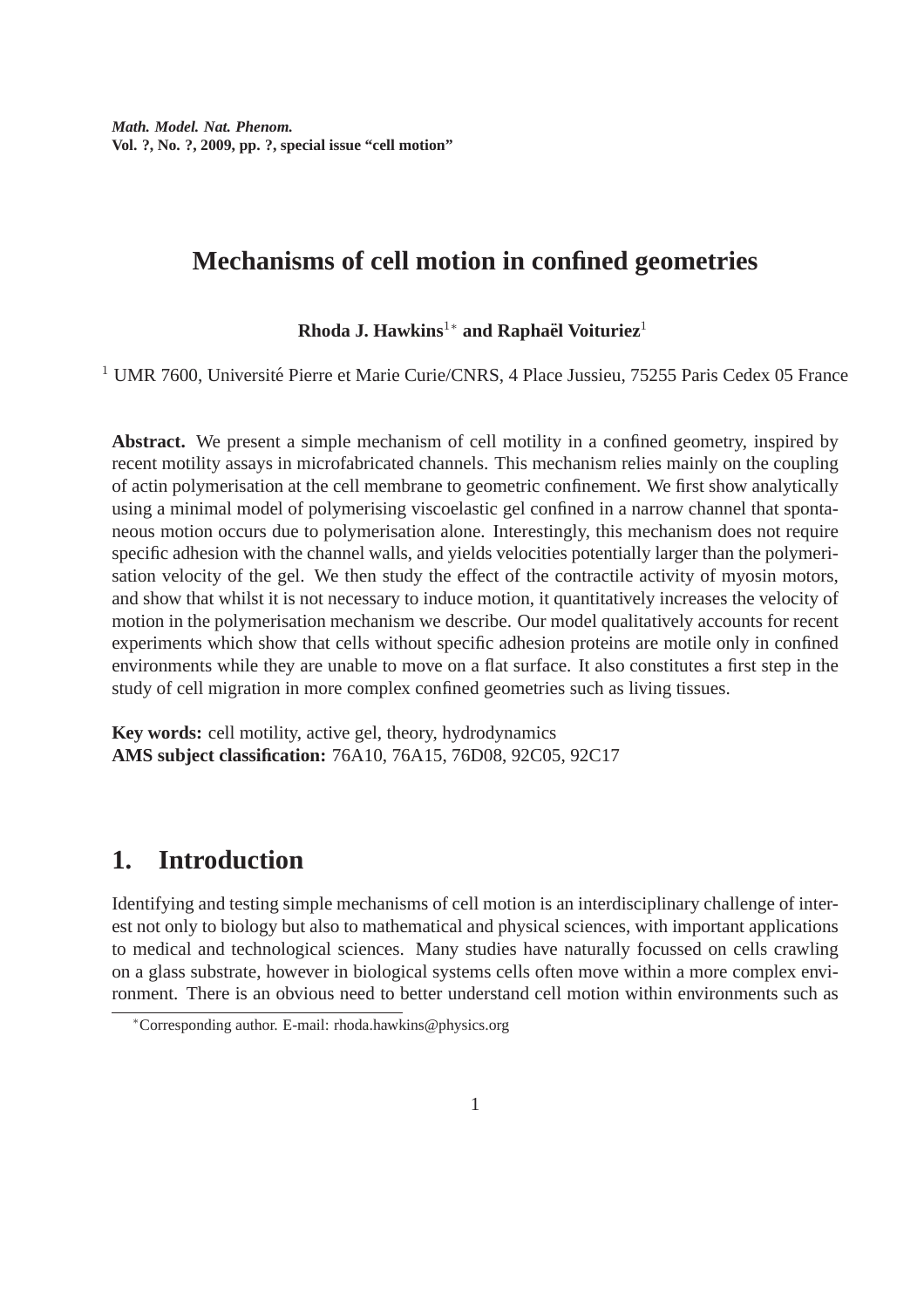# Mechanisms of cell motion in confined geometries

**Rhoda J. Hawkins**[1*] **and Raphaël Voituriez**[1]

[1] UMR 7600, Université Pierre et Marie Curie/CNRS, 4 Place Jussieu, 75255 Paris Cedex 05 France

**Abstract.** We present a simple mechanism of cell motility in a confined geometry, inspired by recent motility assays in microfabricated channels. This mechanism relies mainly on the coupling of actin polymerisation at the cell membrane to geometric confinement. We first show analytically using a minimal model of polymerising viscoelastic gel confined in a narrow channel that spontaneous motion occurs due to polymerisation alone. Interestingly, this mechanism does not require specific adhesion with the channel walls, and yields velocities potentially larger than the polymerisation velocity of the gel. We then study the effect of the contractile activity of myosin motors, and show that whilst it is not necessary to induce motion, it quantitatively increases the velocity of motion in the polymerisation mechanism we describe. Our model qualitatively accounts for recent experiments which show that cells without specific adhesion proteins are motile only in confined environments while they are unable to move on a flat surface. It also constitutes a first step in the study of cell migration in more complex confined geometries such as living tissues.

**Key words:** cell motility, active gel, theory, hydrodynamics
**AMS subject classification:** 76A10, 76A15, 76D08, 92C05, 92C17

## 1. Introduction

Identifying and testing simple mechanisms of cell motion is an interdisciplinary challenge of interest not only to biology but also to mathematical and physical sciences, with important applications to medical and technological sciences. Many studies have naturally focussed on cells crawling on a glass substrate, however in biological systems cells often move within a more complex environment. There is an obvious need to better understand cell motion within environments such as

[*] Corresponding author. E-mail: rhoda.hawkins@physics.org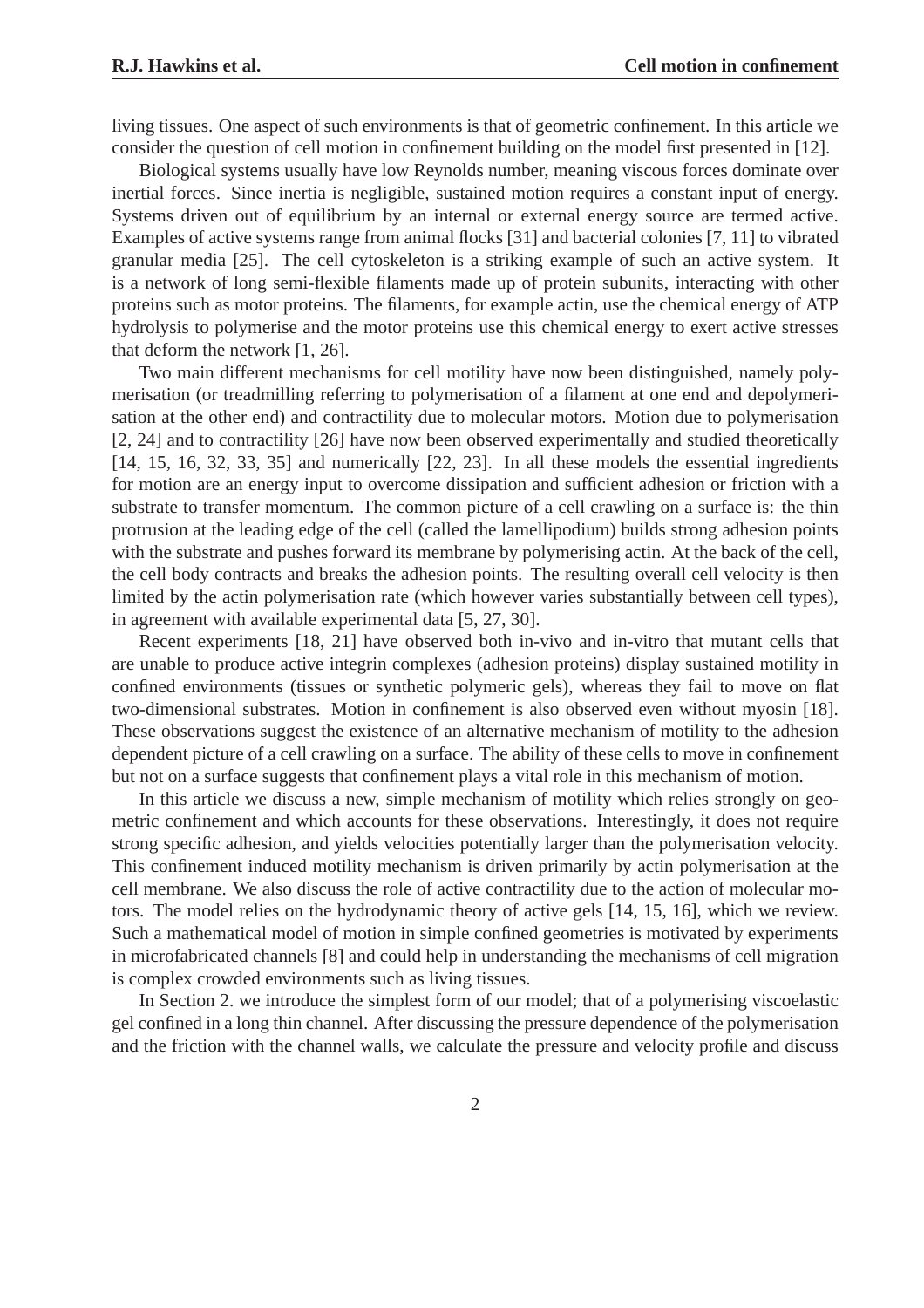living tissues. One aspect of such environments is that of geometric confinement. In this article we consider the question of cell motion in confinement building on the model first presented in [12].

Biological systems usually have low Reynolds number, meaning viscous forces dominate over inertial forces. Since inertia is negligible, sustained motion requires a constant input of energy. Systems driven out of equilibrium by an internal or external energy source are termed active. Examples of active systems range from animal flocks [31] and bacterial colonies [7, 11] to vibrated granular media [25]. The cell cytoskeleton is a striking example of such an active system. It is a network of long semi-flexible filaments made up of protein subunits, interacting with other proteins such as motor proteins. The filaments, for example actin, use the chemical energy of ATP hydrolysis to polymerise and the motor proteins use this chemical energy to exert active stresses that deform the network [1, 26].

Two main different mechanisms for cell motility have now been distinguished, namely polymerisation (or treadmilling referring to polymerisation of a filament at one end and depolymerisation at the other end) and contractility due to molecular motors. Motion due to polymerisation [2, 24] and to contractility [26] have now been observed experimentally and studied theoretically [14, 15, 16, 32, 33, 35] and numerically [22, 23]. In all these models the essential ingredients for motion are an energy input to overcome dissipation and sufficient adhesion or friction with a substrate to transfer momentum. The common picture of a cell crawling on a surface is: the thin protrusion at the leading edge of the cell (called the lamellipodium) builds strong adhesion points with the substrate and pushes forward its membrane by polymerising actin. At the back of the cell, the cell body contracts and breaks the adhesion points. The resulting overall cell velocity is then limited by the actin polymerisation rate (which however varies substantially between cell types), in agreement with available experimental data [5, 27, 30].

Recent experiments [18, 21] have observed both in-vivo and in-vitro that mutant cells that are unable to produce active integrin complexes (adhesion proteins) display sustained motility in confined environments (tissues or synthetic polymeric gels), whereas they fail to move on flat two-dimensional substrates. Motion in confinement is also observed even without myosin [18]. These observations suggest the existence of an alternative mechanism of motility to the adhesion dependent picture of a cell crawling on a surface. The ability of these cells to move in confinement but not on a surface suggests that confinement plays a vital role in this mechanism of motion.

In this article we discuss a new, simple mechanism of motility which relies strongly on geometric confinement and which accounts for these observations. Interestingly, it does not require strong specific adhesion, and yields velocities potentially larger than the polymerisation velocity. This confinement induced motility mechanism is driven primarily by actin polymerisation at the cell membrane. We also discuss the role of active contractility due to the action of molecular motors. The model relies on the hydrodynamic theory of active gels [14, 15, 16], which we review. Such a mathematical model of motion in simple confined geometries is motivated by experiments in microfabricated channels [8] and could help in understanding the mechanisms of cell migration is complex crowded environments such as living tissues.

In Section 2. we introduce the simplest form of our model; that of a polymerising viscoelastic gel confined in a long thin channel. After discussing the pressure dependence of the polymerisation and the friction with the channel walls, we calculate the pressure and velocity profile and discuss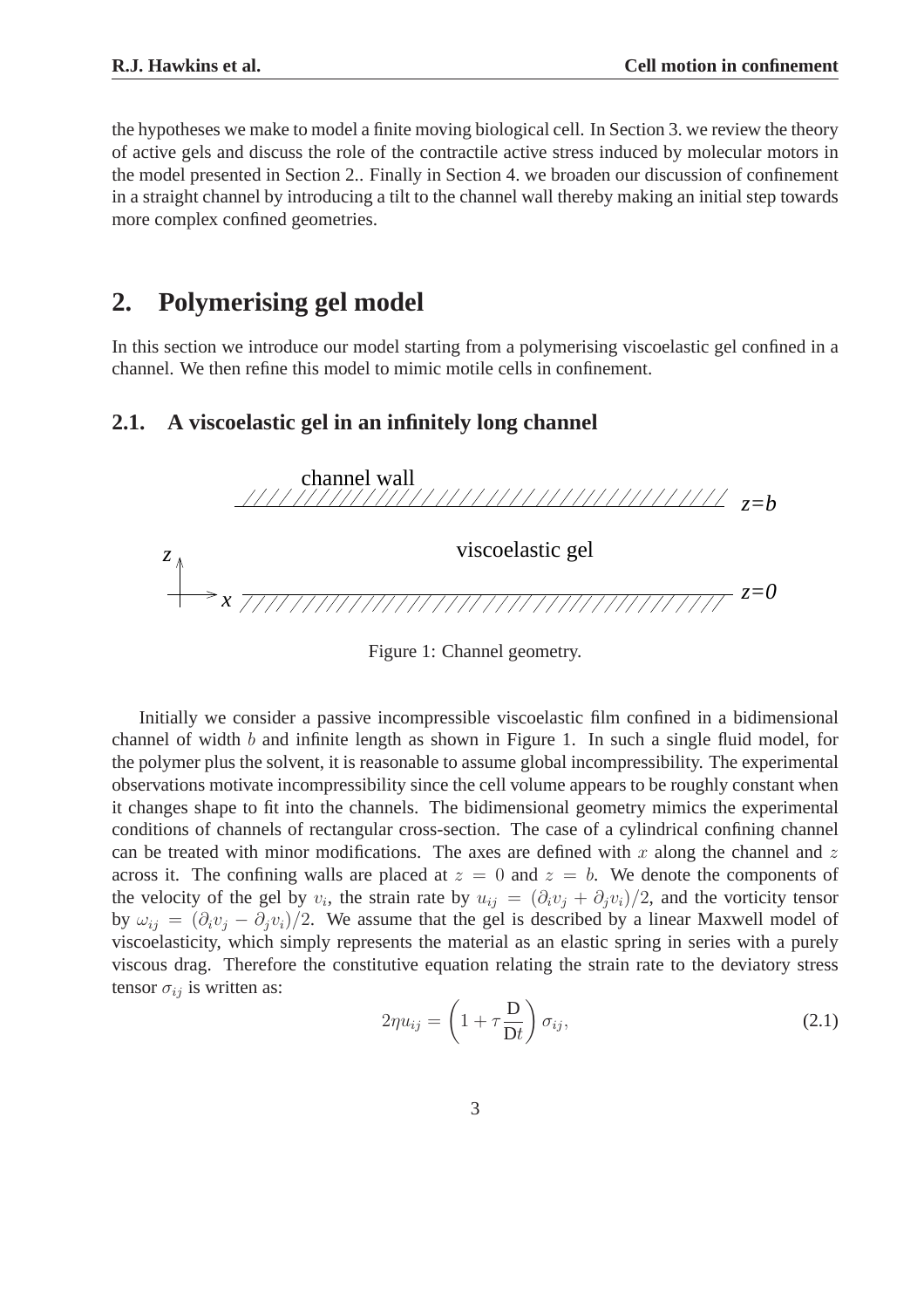the hypotheses we make to model a finite moving biological cell. In Section 3. we review the theory of active gels and discuss the role of the contractile active stress induced by molecular motors in the model presented in Section 2.. Finally in Section 4. we broaden our discussion of confinement in a straight channel by introducing a tilt to the channel wall thereby making an initial step towards more complex confined geometries.

## 2. Polymerising gel model

In this section we introduce our model starting from a polymerising viscoelastic gel confined in a channel. We then refine this model to mimic motile cells in confinement.

### 2.1. A viscoelastic gel in an infinitely long channel

channel wall

$z$=$b$

viscoelastic gel

$z$

$x$

$z$=0

Figure 1: Channel geometry.

Initially we consider a passive incompressible viscoelastic film confined in a bidimensional channel of width $b$ and infinite length as shown in Figure 1. In such a single fluid model, for the polymer plus the solvent, it is reasonable to assume global incompressibility. The experimental observations motivate incompressibility since the cell volume appears to be roughly constant when it changes shape to fit into the channels. The bidimensional geometry mimics the experimental conditions of channels of rectangular cross-section. The case of a cylindrical confining channel can be treated with minor modifications. The axes are defined with $x$ along the channel and $z$ across it. The confining walls are placed at $z = 0$ and $z = b$. We denote the components of the velocity of the gel by $v_i$, the strain rate by $u_{ij} = (\partial_i v_j + \partial_j v_i)/2$, and the vorticity tensor by $\omega_{ij} = (\partial_i v_j - \partial_j v_i)/2$. We assume that the gel is described by a linear Maxwell model of viscoelasticity, which simply represents the material as an elastic spring in series with a purely viscous drag. Therefore the constitutive equation relating the strain rate to the deviatory stress tensor $\sigma_{ij}$ is written as:

$$2\eta u_{ij} = \left(1 + \tau \frac{\mathrm{D}}{\mathrm{D}t}\right) \sigma_{ij}, \tag{2.1}$$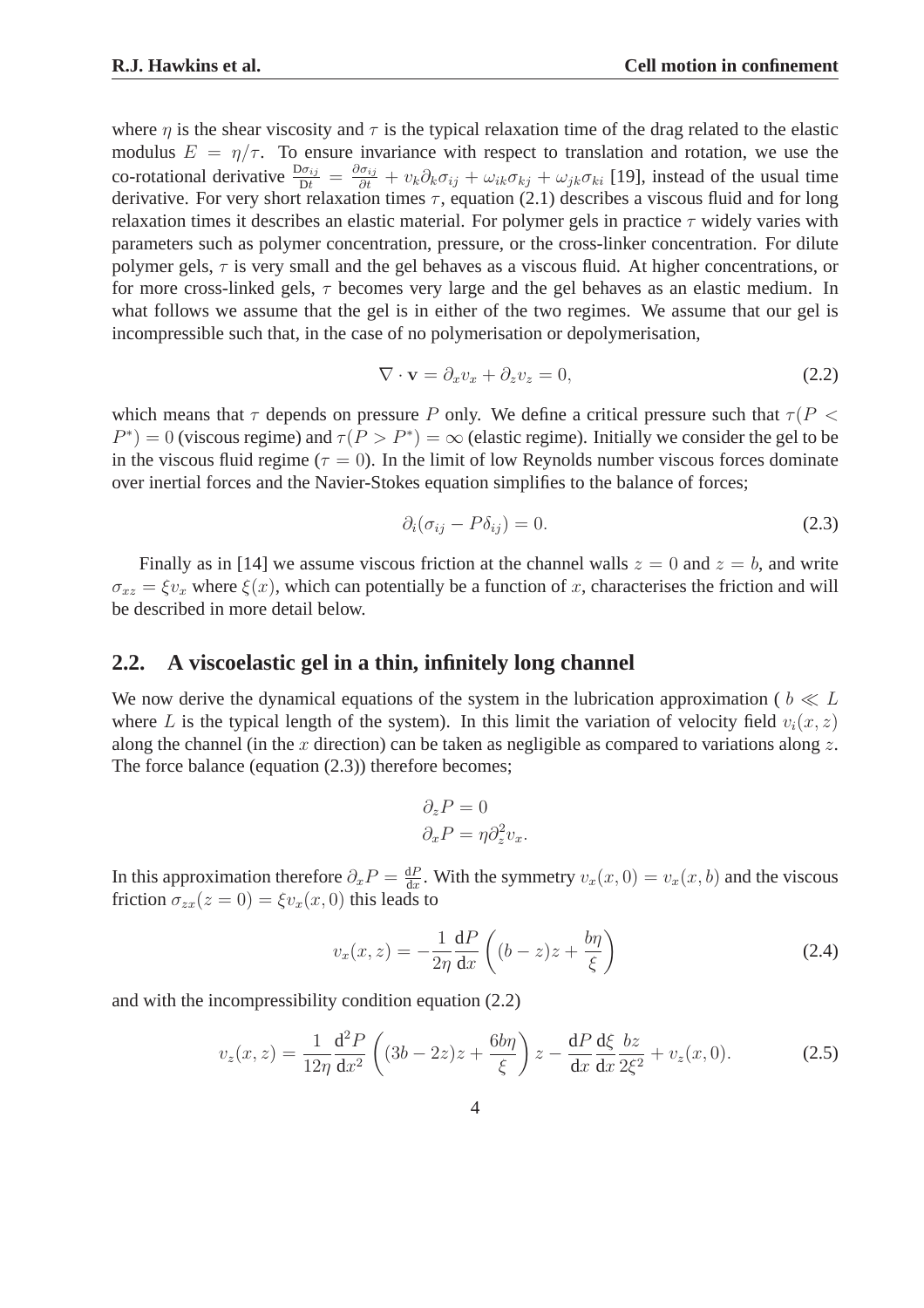where $\eta$ is the shear viscosity and $\tau$ is the typical relaxation time of the drag related to the elastic modulus $E = \eta/\tau$. To ensure invariance with respect to translation and rotation, we use the co-rotational derivative $\frac{\mathrm{D}\sigma_{ij}}{\mathrm{D}t} = \frac{\partial \sigma_{ij}}{\partial t} + v_k \partial_k \sigma_{ij} + \omega_{ik}\sigma_{kj} + \omega_{jk}\sigma_{ki}$ [19], instead of the usual time derivative. For very short relaxation times $\tau$, equation (2.1) describes a viscous fluid and for long relaxation times it describes an elastic material. For polymer gels in practice $\tau$ widely varies with parameters such as polymer concentration, pressure, or the cross-linker concentration. For dilute polymer gels, $\tau$ is very small and the gel behaves as a viscous fluid. At higher concentrations, or for more cross-linked gels, $\tau$ becomes very large and the gel behaves as an elastic medium. In what follows we assume that the gel is in either of the two regimes. We assume that our gel is incompressible such that, in the case of no polymerisation or depolymerisation,

$$\nabla \cdot \mathbf{v} = \partial_x v_x + \partial_z v_z = 0, \tag{2.2}$$

which means that $\tau$ depends on pressure $P$ only. We define a critical pressure such that $\tau(P < P^*) = 0$ (viscous regime) and $\tau(P > P^*) = \infty$ (elastic regime). Initially we consider the gel to be in the viscous fluid regime ($\tau = 0$). In the limit of low Reynolds number viscous forces dominate over inertial forces and the Navier-Stokes equation simplifies to the balance of forces;

$$\partial_i(\sigma_{ij} - P\delta_{ij}) = 0. \tag{2.3}$$

Finally as in [14] we assume viscous friction at the channel walls $z = 0$ and $z = b$, and write $\sigma_{xz} = \xi v_x$ where $\xi(x)$, which can potentially be a function of $x$, characterises the friction and will be described in more detail below.

## 2.2. A viscoelastic gel in a thin, infinitely long channel

We now derive the dynamical equations of the system in the lubrication approximation ( $b \ll L$ where $L$ is the typical length of the system). In this limit the variation of velocity field $v_i(x, z)$ along the channel (in the $x$ direction) can be taken as negligible as compared to variations along $z$. The force balance (equation (2.3)) therefore becomes;

$$\begin{aligned} &\partial_z P = 0 \\ &\partial_x P = \eta \partial_z^2 v_x. \end{aligned}$$

In this approximation therefore $\partial_x P = \frac{\mathrm{d}P}{\mathrm{d}x}$. With the symmetry $v_x(x, 0) = v_x(x, b)$ and the viscous friction $\sigma_{zx}(z = 0) = \xi v_x(x, 0)$ this leads to

$$v_x(x, z) = -\frac{1}{2\eta}\frac{\mathrm{d}P}{\mathrm{d}x}\left((b - z)z + \frac{b\eta}{\xi}\right) \tag{2.4}$$

and with the incompressibility condition equation (2.2)

$$v_z(x, z) = \frac{1}{12\eta}\frac{\mathrm{d}^2 P}{\mathrm{d}x^2}\left((3b - 2z)z + \frac{6b\eta}{\xi}\right)z - \frac{\mathrm{d}P}{\mathrm{d}x}\frac{\mathrm{d}\xi}{\mathrm{d}x}\frac{bz}{2\xi^2} + v_z(x, 0). \tag{2.5}$$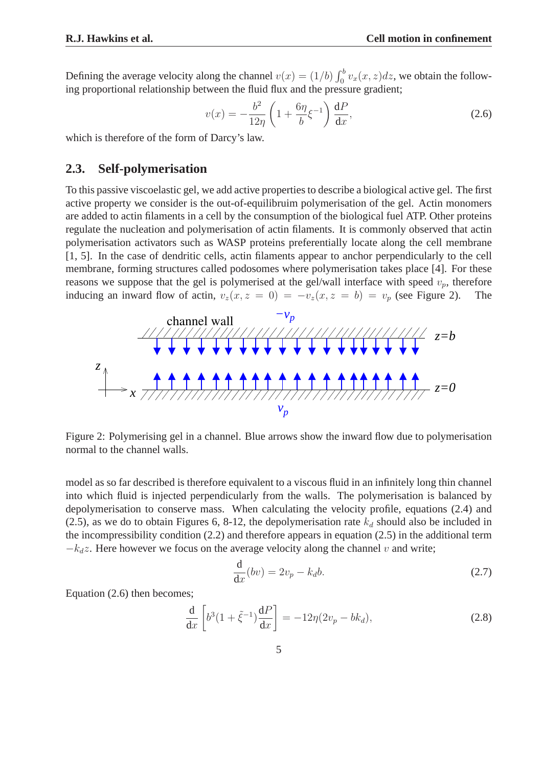Defining the average velocity along the channel $v(x) = (1/b)\int_0^b v_x(x,z)dz$, we obtain the following proportional relationship between the fluid flux and the pressure gradient;

$$v(x) = -\frac{b^2}{12\eta}\left(1 + \frac{6\eta}{b}\xi^{-1}\right)\frac{\mathrm{d}P}{\mathrm{d}x}, \tag{2.6}$$

which is therefore of the form of Darcy's law.

## 2.3. Self-polymerisation

To this passive viscoelastic gel, we add active properties to describe a biological active gel. The first active property we consider is the out-of-equilibruim polymerisation of the gel. Actin monomers are added to actin filaments in a cell by the consumption of the biological fuel ATP. Other proteins regulate the nucleation and polymerisation of actin filaments. It is commonly observed that actin polymerisation activators such as WASP proteins preferentially locate along the cell membrane [1, 5]. In the case of dendritic cells, actin filaments appear to anchor perpendicularly to the cell membrane, forming structures called podosomes where polymerisation takes place [4]. For these reasons we suppose that the gel is polymerised at the gel/wall interface with speed $v_p$, therefore inducing an inward flow of actin, $v_z(x, z = 0) = -v_z(x, z = b) = v_p$ (see Figure 2). The model as so far described is therefore equivalent to a viscous fluid in an infinitely long thin channel into which fluid is injected perpendicularly from the walls. The polymerisation is balanced by depolymerisation to conserve mass. When calculating the velocity profile, equations (2.4) and (2.5), as we do to obtain Figures 6, 8-12, the depolymerisation rate $k_d$ should also be included in the incompressibility condition (2.2) and therefore appears in equation (2.5) in the additional term $-k_d z$. Here however we focus on the average velocity along the channel $v$ and write;

Figure 2: Polymerising gel in a channel. Blue arrows show the inward flow due to polymerisation normal to the channel walls.

$$\frac{\mathrm{d}}{\mathrm{d}x}(bv) = 2v_p - k_d b. \tag{2.7}$$

Equation (2.6) then becomes;

$$\frac{\mathrm{d}}{\mathrm{d}x}\left[b^3(1+\tilde{\xi}^{-1})\frac{\mathrm{d}P}{\mathrm{d}x}\right] = -12\eta(2v_p - bk_d), \tag{2.8}$$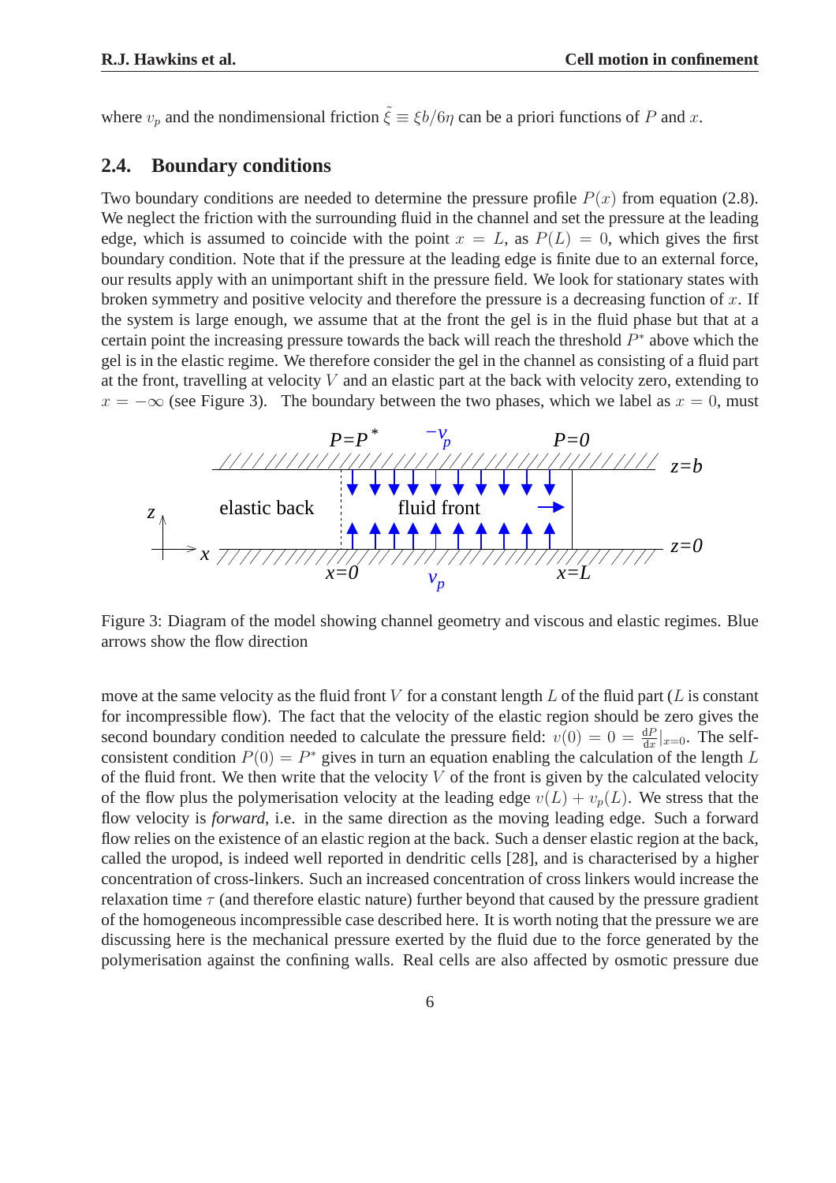where $v_p$ and the nondimensional friction $\tilde{\xi} \equiv \xi b/6\eta$ can be a priori functions of $P$ and $x$.

## 2.4. Boundary conditions

Two boundary conditions are needed to determine the pressure profile $P(x)$ from equation (2.8). We neglect the friction with the surrounding fluid in the channel and set the pressure at the leading edge, which is assumed to coincide with the point $x = L$, as $P(L) = 0$, which gives the first boundary condition. Note that if the pressure at the leading edge is finite due to an external force, our results apply with an unimportant shift in the pressure field. We look for stationary states with broken symmetry and positive velocity and therefore the pressure is a decreasing function of $x$. If the system is large enough, we assume that at the front the gel is in the fluid phase but that at a certain point the increasing pressure towards the back will reach the threshold $P^*$ above which the gel is in the elastic regime. We therefore consider the gel in the channel as consisting of a fluid part at the front, travelling at velocity $V$ and an elastic part at the back with velocity zero, extending to $x = -\infty$ (see Figure 3). The boundary between the two phases, which we label as $x = 0$, must

Figure 3: Diagram of the model showing channel geometry and viscous and elastic regimes. Blue arrows show the flow direction

move at the same velocity as the fluid front $V$ for a constant length $L$ of the fluid part ($L$ is constant for incompressible flow). The fact that the velocity of the elastic region should be zero gives the second boundary condition needed to calculate the pressure field: $v(0) = 0 = \frac{\mathrm{d}P}{\mathrm{d}x}|_{x=0}$. The self-consistent condition $P(0) = P^*$ gives in turn an equation enabling the calculation of the length $L$ of the fluid front. We then write that the velocity $V$ of the front is given by the calculated velocity of the flow plus the polymerisation velocity at the leading edge $v(L) + v_p(L)$. We stress that the flow velocity is *forward*, i.e. in the same direction as the moving leading edge. Such a forward flow relies on the existence of an elastic region at the back. Such a denser elastic region at the back, called the uropod, is indeed well reported in dendritic cells [28], and is characterised by a higher concentration of cross-linkers. Such an increased concentration of cross linkers would increase the relaxation time $\tau$ (and therefore elastic nature) further beyond that caused by the pressure gradient of the homogeneous incompressible case described here. It is worth noting that the pressure we are discussing here is the mechanical pressure exerted by the fluid due to the force generated by the polymerisation against the confining walls. Real cells are also affected by osmotic pressure due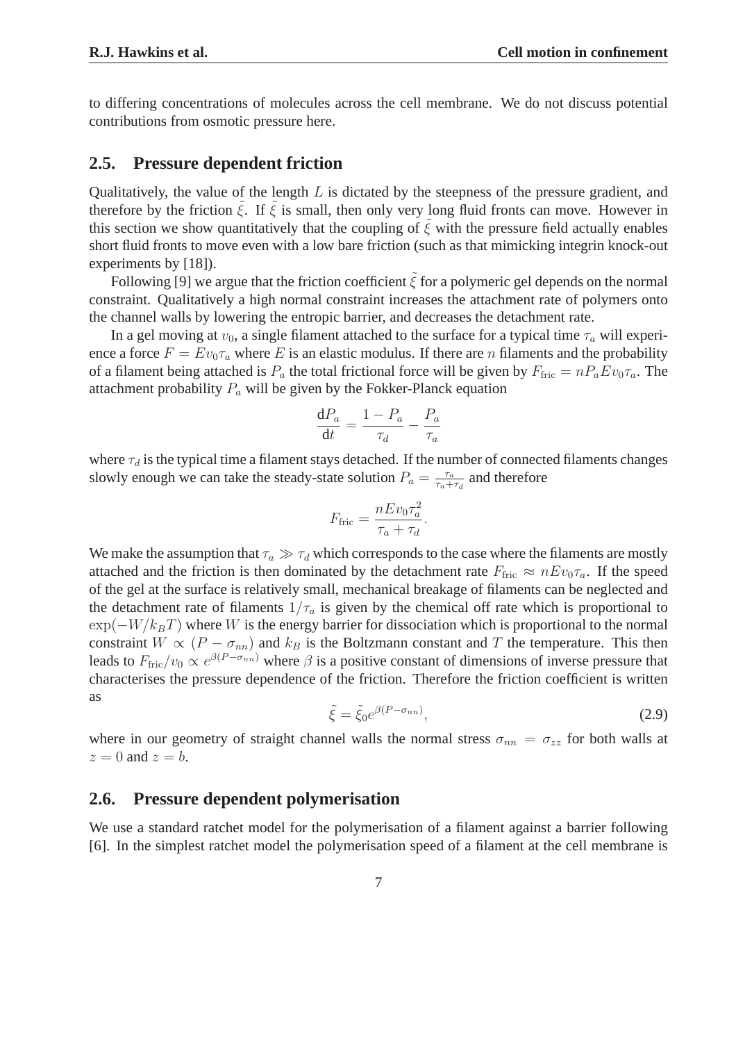to differing concentrations of molecules across the cell membrane. We do not discuss potential contributions from osmotic pressure here.

## 2.5. Pressure dependent friction

Qualitatively, the value of the length $L$ is dictated by the steepness of the pressure gradient, and therefore by the friction $\tilde{\xi}$. If $\tilde{\xi}$ is small, then only very long fluid fronts can move. However in this section we show quantitatively that the coupling of $\tilde{\xi}$ with the pressure field actually enables short fluid fronts to move even with a low bare friction (such as that mimicking integrin knock-out experiments by [18]).

Following [9] we argue that the friction coefficient $\tilde{\xi}$ for a polymeric gel depends on the normal constraint. Qualitatively a high normal constraint increases the attachment rate of polymers onto the channel walls by lowering the entropic barrier, and decreases the detachment rate.

In a gel moving at $v_0$, a single filament attached to the surface for a typical time $\tau_a$ will experience a force $F = Ev_0\tau_a$ where $E$ is an elastic modulus. If there are $n$ filaments and the probability of a filament being attached is $P_a$ the total frictional force will be given by $F_{\text{fric}} = nP_aEv_0\tau_a$. The attachment probability $P_a$ will be given by the Fokker-Planck equation

$$\frac{\mathrm{d}P_a}{\mathrm{d}t} = \frac{1-P_a}{\tau_d} - \frac{P_a}{\tau_a}$$

where $\tau_d$ is the typical time a filament stays detached. If the number of connected filaments changes slowly enough we can take the steady-state solution $P_a = \frac{\tau_a}{\tau_a+\tau_d}$ and therefore

$$F_{\text{fric}} = \frac{nEv_0\tau_a^2}{\tau_a+\tau_d}.$$

We make the assumption that $\tau_a \gg \tau_d$ which corresponds to the case where the filaments are mostly attached and the friction is then dominated by the detachment rate $F_{\text{fric}} \approx nEv_0\tau_a$. If the speed of the gel at the surface is relatively small, mechanical breakage of filaments can be neglected and the detachment rate of filaments $1/\tau_a$ is given by the chemical off rate which is proportional to $\exp(-W/k_BT)$ where $W$ is the energy barrier for dissociation which is proportional to the normal constraint $W \propto (P - \sigma_{nn})$ and $k_B$ is the Boltzmann constant and $T$ the temperature. This then leads to $F_{\text{fric}}/v_0 \propto e^{\beta(P-\sigma_{nn})}$ where $\beta$ is a positive constant of dimensions of inverse pressure that characterises the pressure dependence of the friction. Therefore the friction coefficient is written as

$$\tilde{\xi} = \tilde{\xi}_0 e^{\beta(P-\sigma_{nn})}, \tag{2.9}$$

where in our geometry of straight channel walls the normal stress $\sigma_{nn} = \sigma_{zz}$ for both walls at $z = 0$ and $z = b$.

## 2.6. Pressure dependent polymerisation

We use a standard ratchet model for the polymerisation of a filament against a barrier following [6]. In the simplest ratchet model the polymerisation speed of a filament at the cell membrane is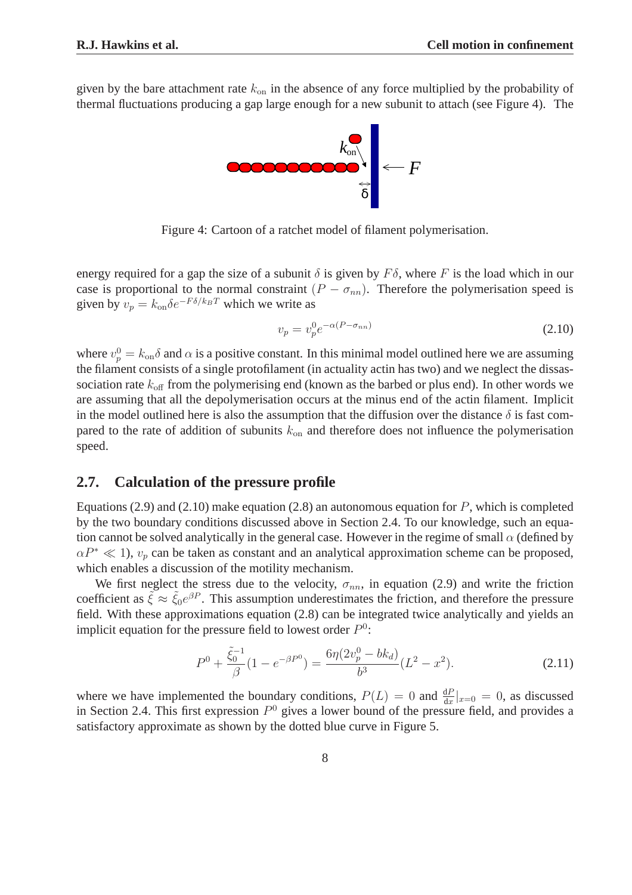given by the bare attachment rate $k_{\text{on}}$ in the absence of any force multiplied by the probability of thermal fluctuations producing a gap large enough for a new subunit to attach (see Figure 4). The

Figure 4: Cartoon of a ratchet model of filament polymerisation.

energy required for a gap the size of a subunit $\delta$ is given by $F\delta$, where $F$ is the load which in our case is proportional to the normal constraint $(P - \sigma_{nn})$. Therefore the polymerisation speed is given by $v_p = k_{\text{on}}\delta e^{-F\delta/k_BT}$ which we write as

$$v_p = v_p^0 e^{-\alpha(P-\sigma_{nn})} \tag{2.10}$$

where $v_p^0 = k_{\text{on}}\delta$ and $\alpha$ is a positive constant. In this minimal model outlined here we are assuming the filament consists of a single protofilament (in actuality actin has two) and we neglect the dissassociation rate $k_{\text{off}}$ from the polymerising end (known as the barbed or plus end). In other words we are assuming that all the depolymerisation occurs at the minus end of the actin filament. Implicit in the model outlined here is also the assumption that the diffusion over the distance $\delta$ is fast compared to the rate of addition of subunits $k_{\text{on}}$ and therefore does not influence the polymerisation speed.

## 2.7. Calculation of the pressure profile

Equations (2.9) and (2.10) make equation (2.8) an autonomous equation for $P$, which is completed by the two boundary conditions discussed above in Section 2.4. To our knowledge, such an equation cannot be solved analytically in the general case. However in the regime of small $\alpha$ (defined by $\alpha P^* \ll 1$), $v_p$ can be taken as constant and an analytical approximation scheme can be proposed, which enables a discussion of the motility mechanism.

We first neglect the stress due to the velocity, $\sigma_{nn}$, in equation (2.9) and write the friction coefficient as $\tilde{\xi} \approx \tilde{\xi}_0 e^{\beta P}$. This assumption underestimates the friction, and therefore the pressure field. With these approximations equation (2.8) can be integrated twice analytically and yields an implicit equation for the pressure field to lowest order $P^0$:

$$P^0 + \frac{\tilde{\xi}_0^{-1}}{\beta}(1 - e^{-\beta P^0}) = \frac{6\eta(2v_p^0 - bk_d)}{b^3}(L^2 - x^2). \tag{2.11}$$

where we have implemented the boundary conditions, $P(L) = 0$ and $\frac{\mathrm{d}P}{\mathrm{d}x}|_{x=0} = 0$, as discussed in Section 2.4. This first expression $P^0$ gives a lower bound of the pressure field, and provides a satisfactory approximate as shown by the dotted blue curve in Figure 5.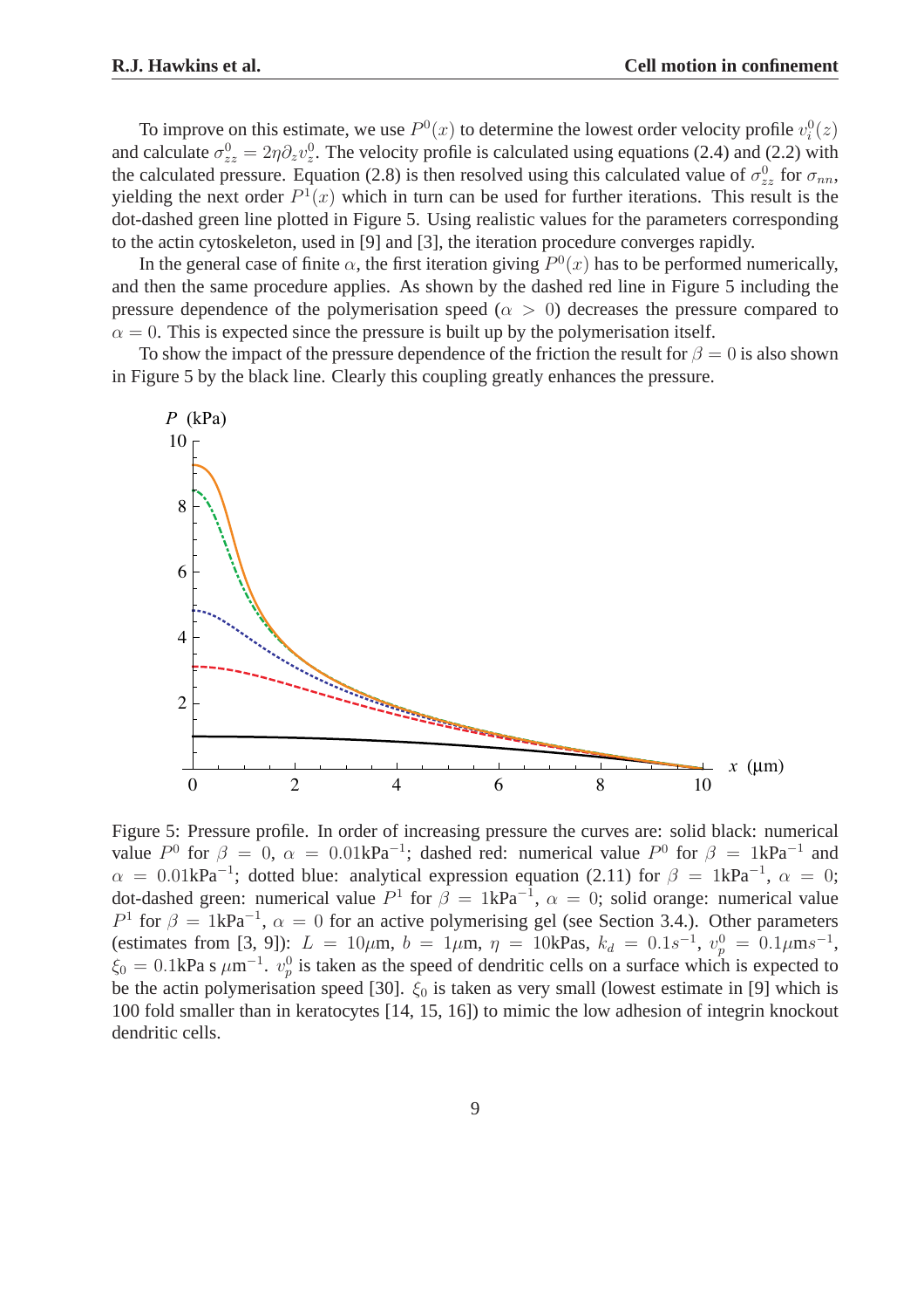To improve on this estimate, we use $P^0(x)$ to determine the lowest order velocity profile $v_i^0(z)$ and calculate $\sigma_{zz}^0 = 2\eta\partial_z v_z^0$. The velocity profile is calculated using equations (2.4) and (2.2) with the calculated pressure. Equation (2.8) is then resolved using this calculated value of $\sigma_{zz}^0$ for $\sigma_{nn}$, yielding the next order $P^1(x)$ which in turn can be used for further iterations. This result is the dot-dashed green line plotted in Figure 5. Using realistic values for the parameters corresponding to the actin cytoskeleton, used in [9] and [3], the iteration procedure converges rapidly.

In the general case of finite $\alpha$, the first iteration giving $P^0(x)$ has to be performed numerically, and then the same procedure applies. As shown by the dashed red line in Figure 5 including the pressure dependence of the polymerisation speed ($\alpha > 0$) decreases the pressure compared to $\alpha = 0$. This is expected since the pressure is built up by the polymerisation itself.

To show the impact of the pressure dependence of the friction the result for $\beta = 0$ is also shown in Figure 5 by the black line. Clearly this coupling greatly enhances the pressure.

Figure 5: Pressure profile. In order of increasing pressure the curves are: solid black: numerical value $P^0$ for $\beta = 0$, $\alpha = 0.01\text{kPa}^{-1}$; dashed red: numerical value $P^0$ for $\beta = 1\text{kPa}^{-1}$ and $\alpha = 0.01\text{kPa}^{-1}$; dotted blue: analytical expression equation (2.11) for $\beta = 1\text{kPa}^{-1}$, $\alpha = 0$; dot-dashed green: numerical value $P^1$ for $\beta = 1\text{kPa}^{-1}$, $\alpha = 0$; solid orange: numerical value $P^1$ for $\beta = 1\text{kPa}^{-1}$, $\alpha = 0$ for an active polymerising gel (see Section 3.4.). Other parameters (estimates from [3, 9]): $L = 10\mu\text{m}$, $b = 1\mu\text{m}$, $\eta = 10\text{kPas}$, $k_d = 0.1s^{-1}$, $v_p^0 = 0.1\mu\text{ms}^{-1}$, $\xi_0 = 0.1\text{kPa s }\mu\text{m}^{-1}$. $v_p^0$ is taken as the speed of dendritic cells on a surface which is expected to be the actin polymerisation speed [30]. $\xi_0$ is taken as very small (lowest estimate in [9] which is 100 fold smaller than in keratocytes [14, 15, 16]) to mimic the low adhesion of integrin knockout dendritic cells.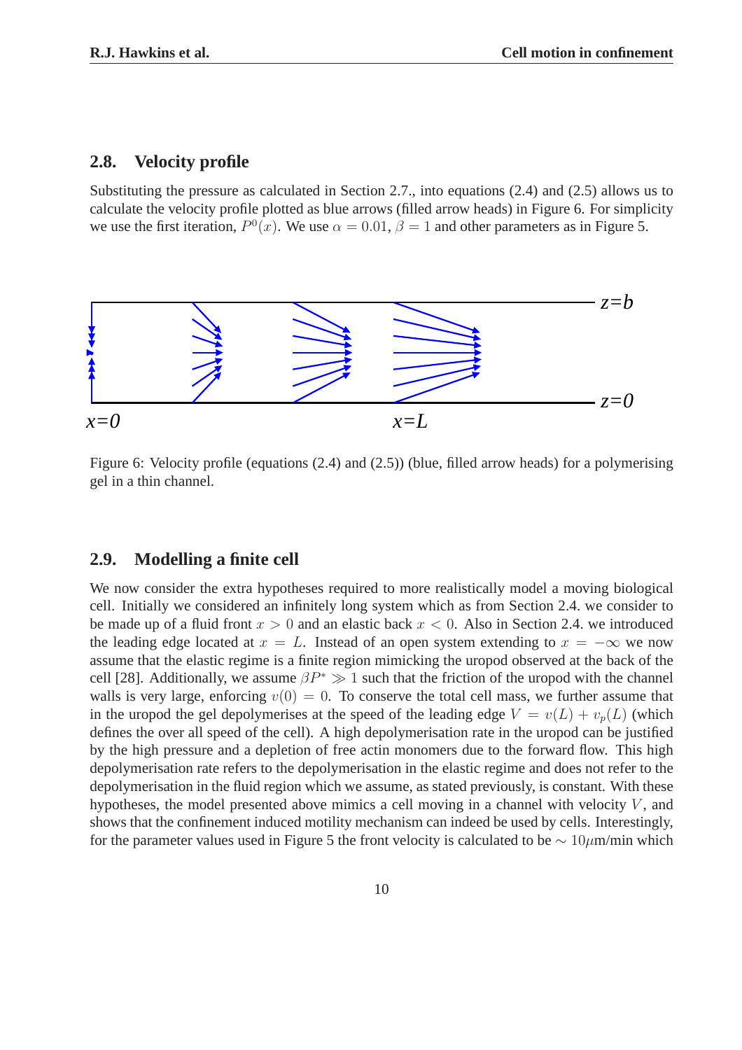## 2.8. Velocity profile

Substituting the pressure as calculated in Section 2.7., into equations (2.4) and (2.5) allows us to calculate the velocity profile plotted as blue arrows (filled arrow heads) in Figure 6. For simplicity we use the first iteration, $P^0(x)$. We use $\alpha = 0.01$, $\beta = 1$ and other parameters as in Figure 5.

Figure 6: Velocity profile (equations (2.4) and (2.5)) (blue, filled arrow heads) for a polymerising gel in a thin channel.

## 2.9. Modelling a finite cell

We now consider the extra hypotheses required to more realistically model a moving biological cell. Initially we considered an infinitely long system which as from Section 2.4. we consider to be made up of a fluid front $x > 0$ and an elastic back $x < 0$. Also in Section 2.4. we introduced the leading edge located at $x = L$. Instead of an open system extending to $x = -\infty$ we now assume that the elastic regime is a finite region mimicking the uropod observed at the back of the cell [28]. Additionally, we assume $\beta P^* \gg 1$ such that the friction of the uropod with the channel walls is very large, enforcing $v(0) = 0$. To conserve the total cell mass, we further assume that in the uropod the gel depolymerises at the speed of the leading edge $V = v(L) + v_p(L)$ (which defines the over all speed of the cell). A high depolymerisation rate in the uropod can be justified by the high pressure and a depletion of free actin monomers due to the forward flow. This high depolymerisation rate refers to the depolymerisation in the elastic regime and does not refer to the depolymerisation in the fluid region which we assume, as stated previously, is constant. With these hypotheses, the model presented above mimics a cell moving in a channel with velocity $V$, and shows that the confinement induced motility mechanism can indeed be used by cells. Interestingly, for the parameter values used in Figure 5 the front velocity is calculated to be $\sim 10\mu$m/min which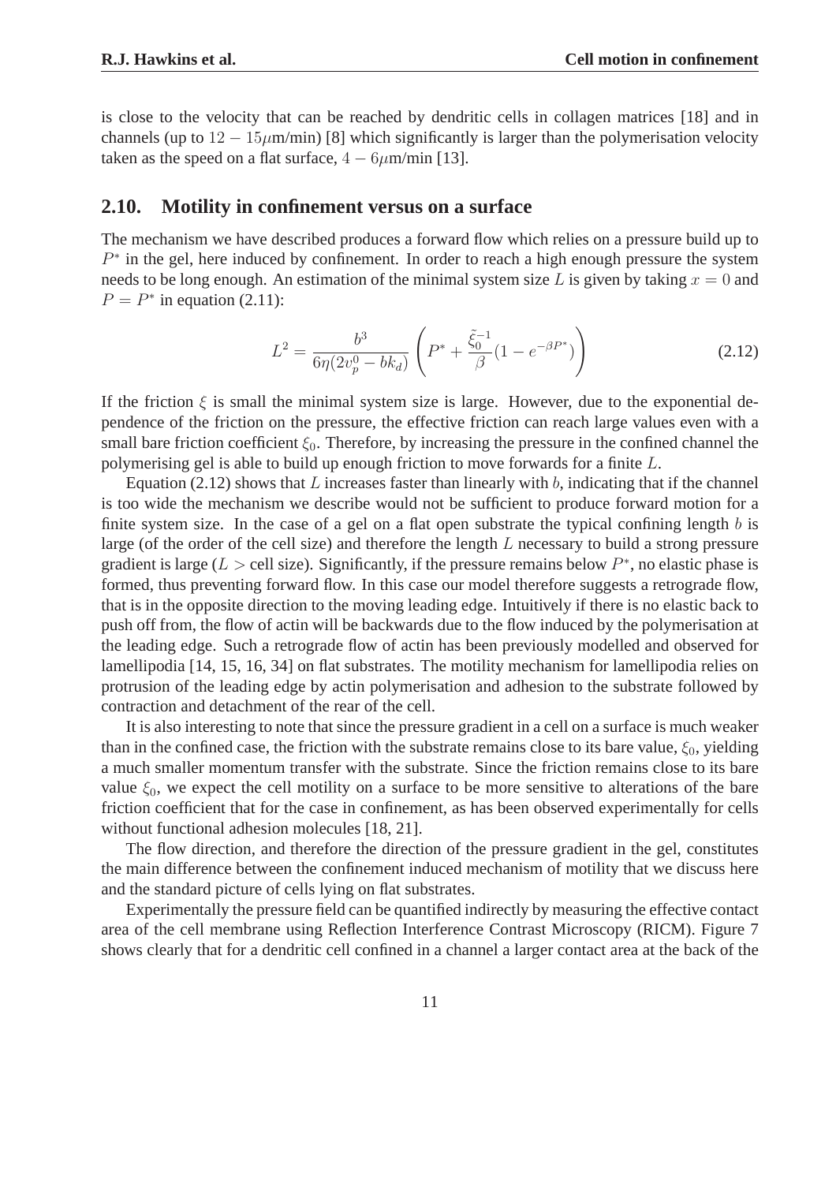is close to the velocity that can be reached by dendritic cells in collagen matrices [18] and in channels (up to $12 - 15\mu$m/min) [8] which significantly is larger than the polymerisation velocity taken as the speed on a flat surface, $4 - 6\mu$m/min [13].

## 2.10. Motility in confinement versus on a surface

The mechanism we have described produces a forward flow which relies on a pressure build up to $P^*$ in the gel, here induced by confinement. In order to reach a high enough pressure the system needs to be long enough. An estimation of the minimal system size $L$ is given by taking $x = 0$ and $P = P^*$ in equation (2.11):

$$L^2 = \frac{b^3}{6\eta(2v_p^0 - bk_d)} \left( P^* + \frac{\tilde{\xi}_0^{-1}}{\beta}(1 - e^{-\beta P^*}) \right) \tag{2.12}$$

If the friction $\xi$ is small the minimal system size is large. However, due to the exponential dependence of the friction on the pressure, the effective friction can reach large values even with a small bare friction coefficient $\xi_0$. Therefore, by increasing the pressure in the confined channel the polymerising gel is able to build up enough friction to move forwards for a finite $L$.

Equation (2.12) shows that $L$ increases faster than linearly with $b$, indicating that if the channel is too wide the mechanism we describe would not be sufficient to produce forward motion for a finite system size. In the case of a gel on a flat open substrate the typical confining length $b$ is large (of the order of the cell size) and therefore the length $L$ necessary to build a strong pressure gradient is large ($L >$ cell size). Significantly, if the pressure remains below $P^*$, no elastic phase is formed, thus preventing forward flow. In this case our model therefore suggests a retrograde flow, that is in the opposite direction to the moving leading edge. Intuitively if there is no elastic back to push off from, the flow of actin will be backwards due to the flow induced by the polymerisation at the leading edge. Such a retrograde flow of actin has been previously modelled and observed for lamellipodia [14, 15, 16, 34] on flat substrates. The motility mechanism for lamellipodia relies on protrusion of the leading edge by actin polymerisation and adhesion to the substrate followed by contraction and detachment of the rear of the cell.

It is also interesting to note that since the pressure gradient in a cell on a surface is much weaker than in the confined case, the friction with the substrate remains close to its bare value, $\xi_0$, yielding a much smaller momentum transfer with the substrate. Since the friction remains close to its bare value $\xi_0$, we expect the cell motility on a surface to be more sensitive to alterations of the bare friction coefficient that for the case in confinement, as has been observed experimentally for cells without functional adhesion molecules [18, 21].

The flow direction, and therefore the direction of the pressure gradient in the gel, constitutes the main difference between the confinement induced mechanism of motility that we discuss here and the standard picture of cells lying on flat substrates.

Experimentally the pressure field can be quantified indirectly by measuring the effective contact area of the cell membrane using Reflection Interference Contrast Microscopy (RICM). Figure 7 shows clearly that for a dendritic cell confined in a channel a larger contact area at the back of the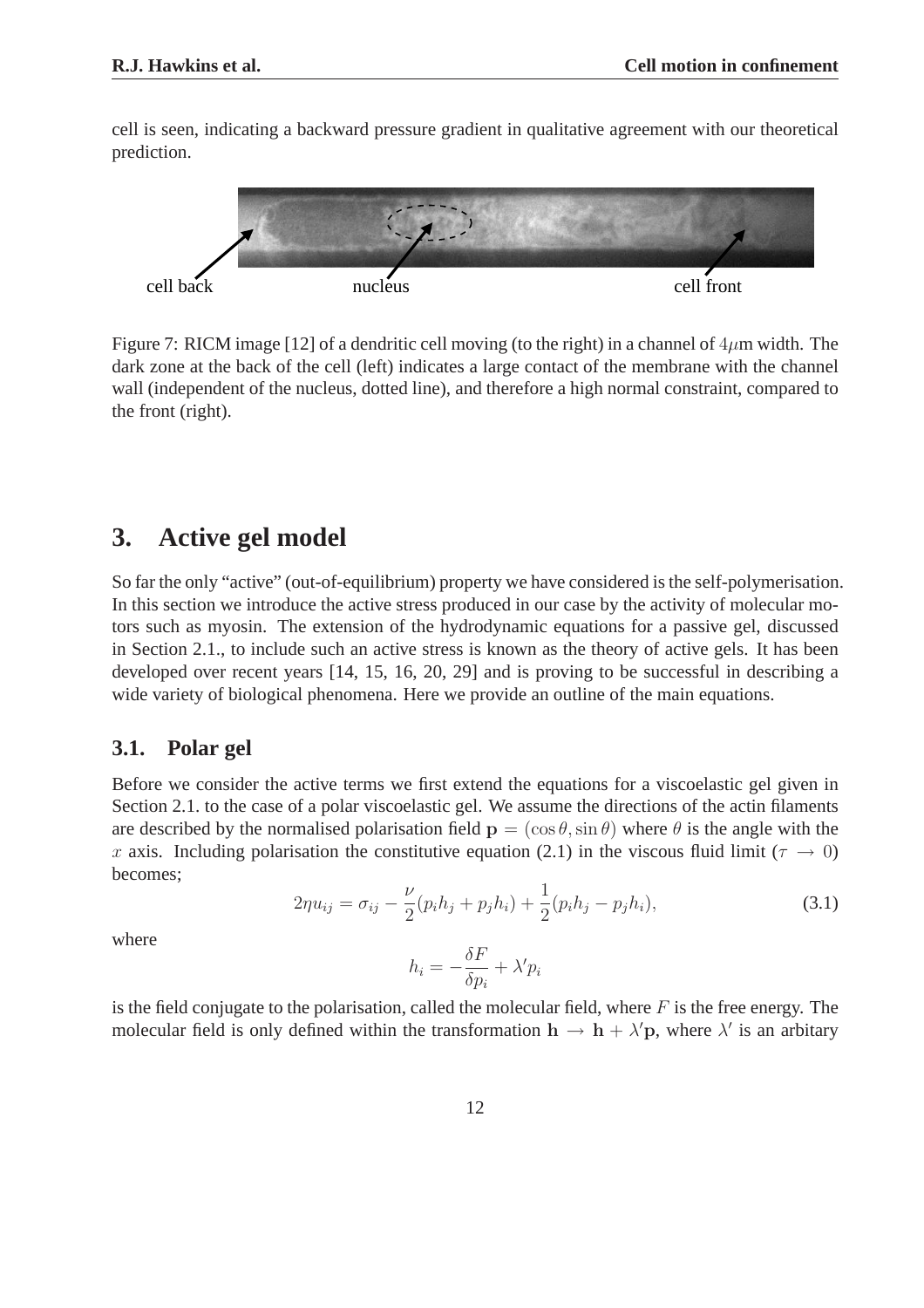cell is seen, indicating a backward pressure gradient in qualitative agreement with our theoretical prediction.

Figure 7: RICM image [12] of a dendritic cell moving (to the right) in a channel of $4\mu$m width. The dark zone at the back of the cell (left) indicates a large contact of the membrane with the channel wall (independent of the nucleus, dotted line), and therefore a high normal constraint, compared to the front (right).

# 3. Active gel model

So far the only "active" (out-of-equilibrium) property we have considered is the self-polymerisation. In this section we introduce the active stress produced in our case by the activity of molecular motors such as myosin. The extension of the hydrodynamic equations for a passive gel, discussed in Section 2.1., to include such an active stress is known as the theory of active gels. It has been developed over recent years [14, 15, 16, 20, 29] and is proving to be successful in describing a wide variety of biological phenomena. Here we provide an outline of the main equations.

## 3.1. Polar gel

Before we consider the active terms we first extend the equations for a viscoelastic gel given in Section 2.1. to the case of a polar viscoelastic gel. We assume the directions of the actin filaments are described by the normalised polarisation field $\mathbf{p} = (\cos\theta, \sin\theta)$ where $\theta$ is the angle with the $x$ axis. Including polarisation the constitutive equation (2.1) in the viscous fluid limit ($\tau \to 0$) becomes;

$$2\eta u_{ij} = \sigma_{ij} - \frac{\nu}{2}(p_i h_j + p_j h_i) + \frac{1}{2}(p_i h_j - p_j h_i), \tag{3.1}$$

where

$$h_i = -\frac{\delta F}{\delta p_i} + \lambda' p_i$$

is the field conjugate to the polarisation, called the molecular field, where $F$ is the free energy. The molecular field is only defined within the transformation $\mathbf{h} \to \mathbf{h} + \lambda' \mathbf{p}$, where $\lambda'$ is an arbitary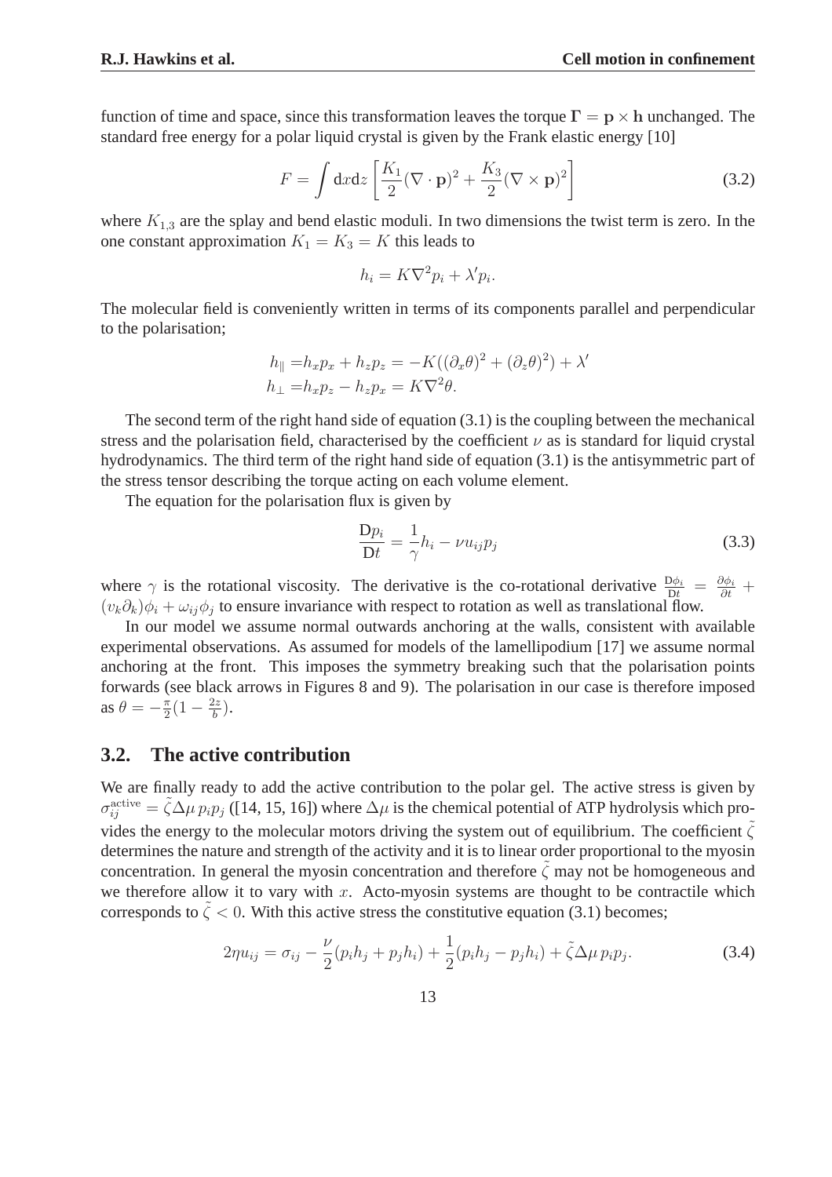function of time and space, since this transformation leaves the torque $\mathbf{\Gamma} = \mathbf{p} \times \mathbf{h}$ unchanged. The standard free energy for a polar liquid crystal is given by the Frank elastic energy [10]

$$F = \int \mathrm{d}x\mathrm{d}z \left[ \frac{K_1}{2}(\nabla \cdot \mathbf{p})^2 + \frac{K_3}{2}(\nabla \times \mathbf{p})^2 \right] \tag{3.2}$$

where $K_{1,3}$ are the splay and bend elastic moduli. In two dimensions the twist term is zero. In the one constant approximation $K_1 = K_3 = K$ this leads to

$$h_i = K\nabla^2 p_i + \lambda' p_i.$$

The molecular field is conveniently written in terms of its components parallel and perpendicular to the polarisation;

$$\begin{aligned} h_\parallel &= h_x p_x + h_z p_z = -K((\partial_x \theta)^2 + (\partial_z \theta)^2) + \lambda' \\ h_\perp &= h_x p_z - h_z p_x = K\nabla^2 \theta. \end{aligned}$$

The second term of the right hand side of equation (3.1) is the coupling between the mechanical stress and the polarisation field, characterised by the coefficient $\nu$ as is standard for liquid crystal hydrodynamics. The third term of the right hand side of equation (3.1) is the antisymmetric part of the stress tensor describing the torque acting on each volume element.

The equation for the polarisation flux is given by

$$\frac{\mathrm{D}p_i}{\mathrm{D}t} = \frac{1}{\gamma} h_i - \nu u_{ij} p_j \tag{3.3}$$

where $\gamma$ is the rotational viscosity. The derivative is the co-rotational derivative $\frac{\mathrm{D}\phi_i}{\mathrm{D}t} = \frac{\partial \phi_i}{\partial t} + (v_k \partial_k)\phi_i + \omega_{ij}\phi_j$ to ensure invariance with respect to rotation as well as translational flow.

In our model we assume normal outwards anchoring at the walls, consistent with available experimental observations. As assumed for models of the lamellipodium [17] we assume normal anchoring at the front. This imposes the symmetry breaking such that the polarisation points forwards (see black arrows in Figures 8 and 9). The polarisation in our case is therefore imposed as $\theta = -\frac{\pi}{2}(1 - \frac{2z}{b})$.

## 3.2. The active contribution

We are finally ready to add the active contribution to the polar gel. The active stress is given by $\sigma_{ij}^{\mathrm{active}} = \tilde{\zeta}\Delta\mu\, p_i p_j$ ([14, 15, 16]) where $\Delta\mu$ is the chemical potential of ATP hydrolysis which provides the energy to the molecular motors driving the system out of equilibrium. The coefficient $\tilde{\zeta}$ determines the nature and strength of the activity and it is to linear order proportional to the myosin concentration. In general the myosin concentration and therefore $\tilde{\zeta}$ may not be homogeneous and we therefore allow it to vary with $x$. Acto-myosin systems are thought to be contractile which corresponds to $\tilde{\zeta} < 0$. With this active stress the constitutive equation (3.1) becomes;

$$2\eta u_{ij} = \sigma_{ij} - \frac{\nu}{2}(p_i h_j + p_j h_i) + \frac{1}{2}(p_i h_j - p_j h_i) + \tilde{\zeta}\Delta\mu\, p_i p_j. \tag{3.4}$$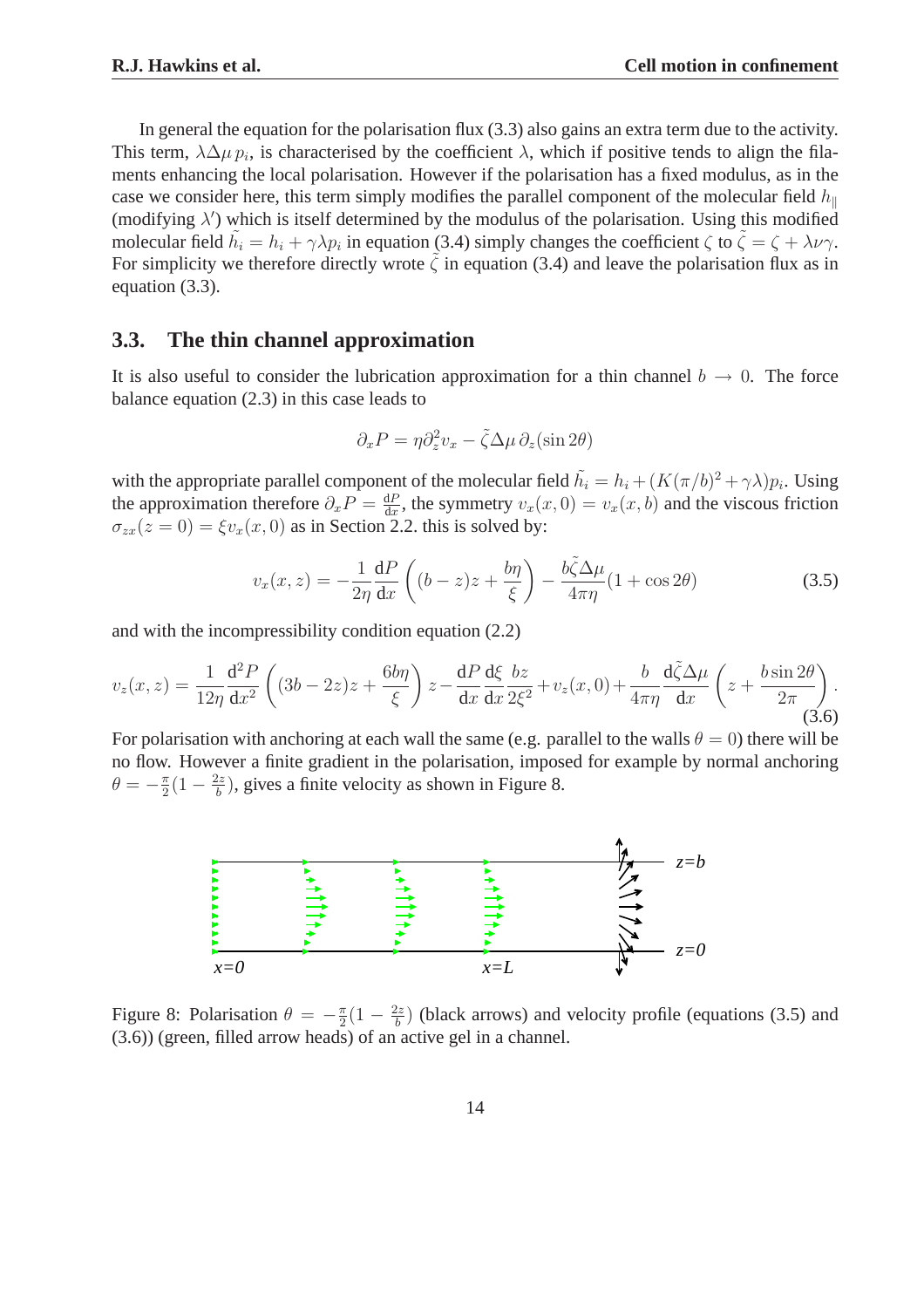In general the equation for the polarisation flux (3.3) also gains an extra term due to the activity. This term, $\lambda\Delta\mu\, p_i$, is characterised by the coefficient $\lambda$, which if positive tends to align the filaments enhancing the local polarisation. However if the polarisation has a fixed modulus, as in the case we consider here, this term simply modifies the parallel component of the molecular field $h_\parallel$ (modifying $\lambda'$) which is itself determined by the modulus of the polarisation. Using this modified molecular field $\tilde{h}_i = h_i + \gamma\lambda p_i$ in equation (3.4) simply changes the coefficient $\zeta$ to $\tilde{\zeta} = \zeta + \lambda\nu\gamma$. For simplicity we therefore directly wrote $\tilde{\zeta}$ in equation (3.4) and leave the polarisation flux as in equation (3.3).

### 3.3. The thin channel approximation

It is also useful to consider the lubrication approximation for a thin channel $b \to 0$. The force balance equation (2.3) in this case leads to

$$\partial_x P = \eta \partial_z^2 v_x - \tilde{\zeta}\Delta\mu\, \partial_z(\sin 2\theta)$$

with the appropriate parallel component of the molecular field $\tilde{h}_i = h_i + (K(\pi/b)^2 + \gamma\lambda)p_i$. Using the approximation therefore $\partial_x P = \frac{\mathrm{d}P}{\mathrm{d}x}$, the symmetry $v_x(x,0) = v_x(x,b)$ and the viscous friction $\sigma_{zx}(z=0) = \xi v_x(x,0)$ as in Section 2.2. this is solved by:

$$v_x(x,z) = -\frac{1}{2\eta}\frac{\mathrm{d}P}{\mathrm{d}x}\left((b-z)z + \frac{b\eta}{\xi}\right) - \frac{b\tilde{\zeta}\Delta\mu}{4\pi\eta}(1+\cos 2\theta) \tag{3.5}$$

and with the incompressibility condition equation (2.2)

$$v_z(x,z) = \frac{1}{12\eta}\frac{\mathrm{d}^2 P}{\mathrm{d}x^2}\left((3b-2z)z + \frac{6b\eta}{\xi}\right)z - \frac{\mathrm{d}P}{\mathrm{d}x}\frac{\mathrm{d}\xi}{\mathrm{d}x}\frac{bz}{2\xi^2} + v_z(x,0) + \frac{b}{4\pi\eta}\frac{\mathrm{d}\tilde{\zeta}\Delta\mu}{\mathrm{d}x}\left(z + \frac{b\sin 2\theta}{2\pi}\right). \tag{3.6}$$

For polarisation with anchoring at each wall the same (e.g. parallel to the walls $\theta = 0$) there will be no flow. However a finite gradient in the polarisation, imposed for example by normal anchoring $\theta = -\frac{\pi}{2}(1 - \frac{2z}{b})$, gives a finite velocity as shown in Figure 8.

Figure 8: Polarisation $\theta = -\frac{\pi}{2}(1 - \frac{2z}{b})$ (black arrows) and velocity profile (equations (3.5) and (3.6)) (green, filled arrow heads) of an active gel in a channel.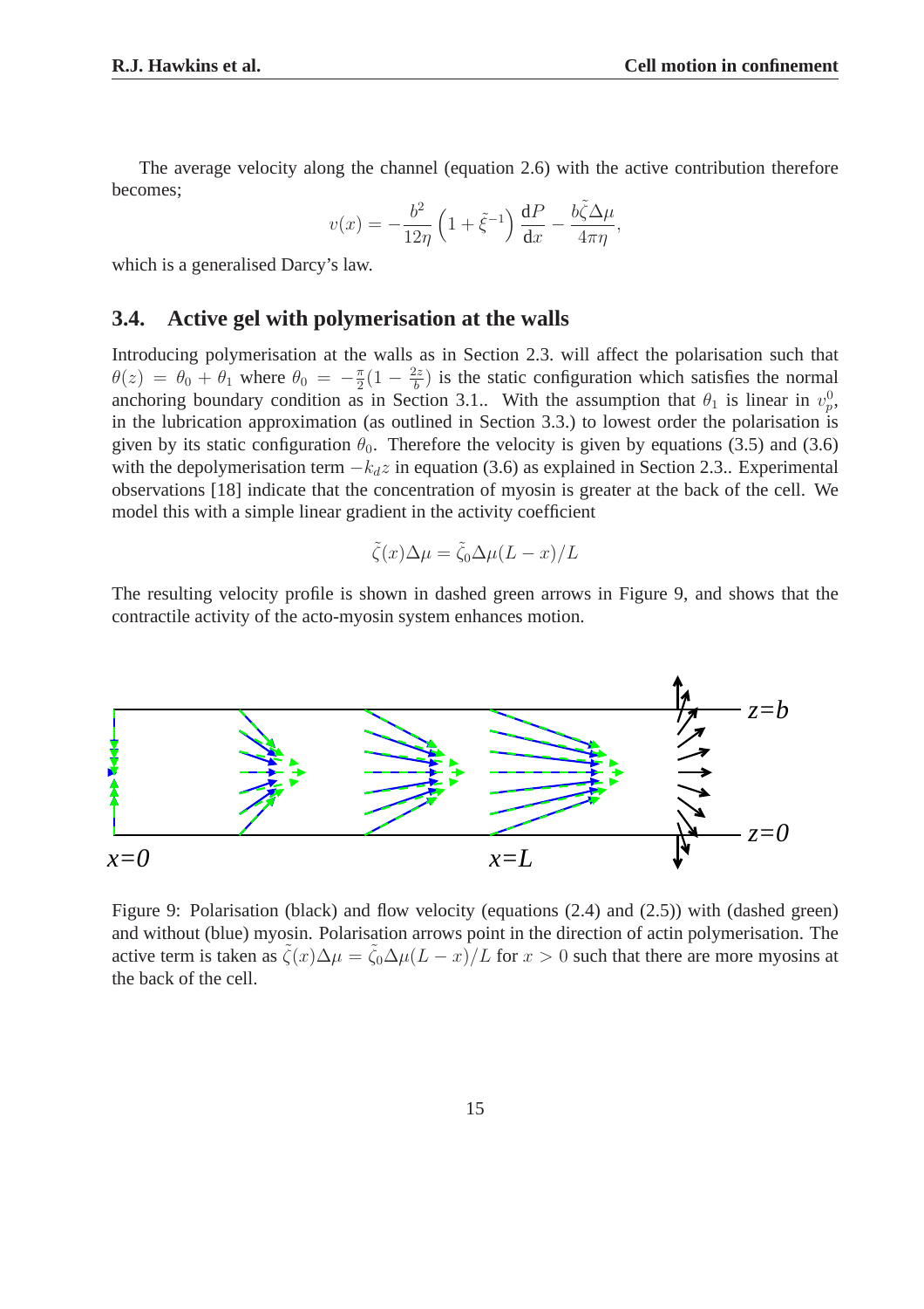The average velocity along the channel (equation 2.6) with the active contribution therefore becomes;

$$v(x) = -\frac{b^2}{12\eta}\left(1+\tilde{\xi}^{-1}\right)\frac{\mathrm{d}P}{\mathrm{d}x} - \frac{b\tilde{\zeta}\Delta\mu}{4\pi\eta},$$

which is a generalised Darcy's law.

### 3.4. Active gel with polymerisation at the walls

Introducing polymerisation at the walls as in Section 2.3. will affect the polarisation such that $\theta(z) = \theta_0 + \theta_1$ where $\theta_0 = -\frac{\pi}{2}(1 - \frac{2z}{b})$ is the static configuration which satisfies the normal anchoring boundary condition as in Section 3.1.. With the assumption that $\theta_1$ is linear in $v_p^0$, in the lubrication approximation (as outlined in Section 3.3.) to lowest order the polarisation is given by its static configuration $\theta_0$. Therefore the velocity is given by equations (3.5) and (3.6) with the depolymerisation term $-k_d z$ in equation (3.6) as explained in Section 2.3.. Experimental observations [18] indicate that the concentration of myosin is greater at the back of the cell. We model this with a simple linear gradient in the activity coefficient

$$\tilde{\zeta}(x)\Delta\mu = \tilde{\zeta}_0\Delta\mu(L-x)/L$$

The resulting velocity profile is shown in dashed green arrows in Figure 9, and shows that the contractile activity of the acto-myosin system enhances motion.

Figure 9: Polarisation (black) and flow velocity (equations (2.4) and (2.5)) with (dashed green) and without (blue) myosin. Polarisation arrows point in the direction of actin polymerisation. The active term is taken as $\tilde{\zeta}(x)\Delta\mu = \tilde{\zeta}_0\Delta\mu(L-x)/L$ for $x > 0$ such that there are more myosins at the back of the cell.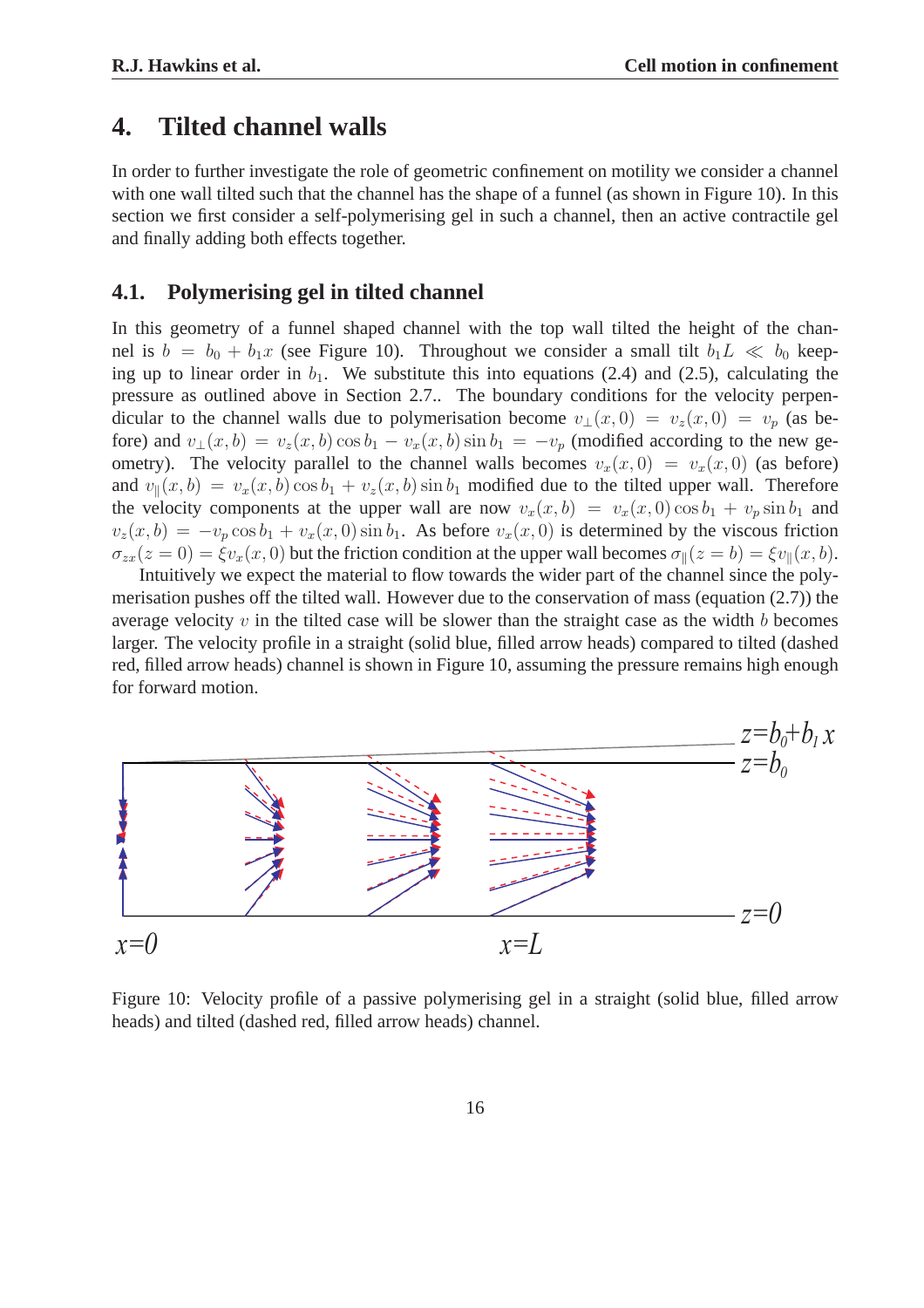# 4. Tilted channel walls

In order to further investigate the role of geometric confinement on motility we consider a channel with one wall tilted such that the channel has the shape of a funnel (as shown in Figure 10). In this section we first consider a self-polymerising gel in such a channel, then an active contractile gel and finally adding both effects together.

## 4.1. Polymerising gel in tilted channel

In this geometry of a funnel shaped channel with the top wall tilted the height of the channel is $b = b_0 + b_1 x$ (see Figure 10). Throughout we consider a small tilt $b_1 L \ll b_0$ keeping up to linear order in $b_1$. We substitute this into equations (2.4) and (2.5), calculating the pressure as outlined above in Section 2.7.. The boundary conditions for the velocity perpendicular to the channel walls due to polymerisation become $v_\perp(x, 0) = v_z(x, 0) = v_p$ (as before) and $v_\perp(x, b) = v_z(x, b)\cos b_1 - v_x(x, b)\sin b_1 = -v_p$ (modified according to the new geometry). The velocity parallel to the channel walls becomes $v_x(x, 0) = v_x(x, 0)$ (as before) and $v_\parallel(x, b) = v_x(x, b)\cos b_1 + v_z(x, b)\sin b_1$ modified due to the tilted upper wall. Therefore the velocity components at the upper wall are now $v_x(x, b) = v_x(x, 0)\cos b_1 + v_p \sin b_1$ and $v_z(x, b) = -v_p \cos b_1 + v_x(x, 0)\sin b_1$. As before $v_x(x, 0)$ is determined by the viscous friction $\sigma_{zx}(z = 0) = \xi v_x(x, 0)$ but the friction condition at the upper wall becomes $\sigma_\parallel(z = b) = \xi v_\parallel(x, b)$.

Intuitively we expect the material to flow towards the wider part of the channel since the polymerisation pushes off the tilted wall. However due to the conservation of mass (equation (2.7)) the average velocity $v$ in the tilted case will be slower than the straight case as the width $b$ becomes larger. The velocity profile in a straight (solid blue, filled arrow heads) compared to tilted (dashed red, filled arrow heads) channel is shown in Figure 10, assuming the pressure remains high enough for forward motion.

Figure 10: Velocity profile of a passive polymerising gel in a straight (solid blue, filled arrow heads) and tilted (dashed red, filled arrow heads) channel.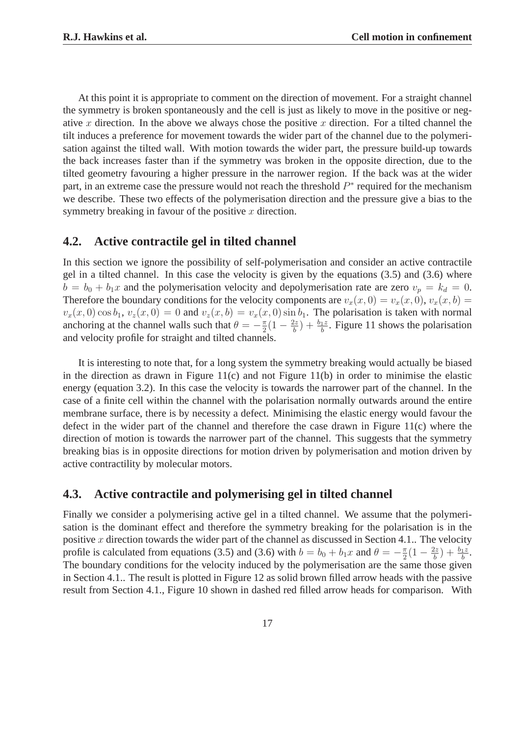At this point it is appropriate to comment on the direction of movement. For a straight channel the symmetry is broken spontaneously and the cell is just as likely to move in the positive or negative $x$ direction. In the above we always chose the positive $x$ direction. For a tilted channel the tilt induces a preference for movement towards the wider part of the channel due to the polymerisation against the tilted wall. With motion towards the wider part, the pressure build-up towards the back increases faster than if the symmetry was broken in the opposite direction, due to the tilted geometry favouring a higher pressure in the narrower region. If the back was at the wider part, in an extreme case the pressure would not reach the threshold $P^*$ required for the mechanism we describe. These two effects of the polymerisation direction and the pressure give a bias to the symmetry breaking in favour of the positive $x$ direction.

## 4.2. Active contractile gel in tilted channel

In this section we ignore the possibility of self-polymerisation and consider an active contractile gel in a tilted channel. In this case the velocity is given by the equations (3.5) and (3.6) where $b = b_0 + b_1 x$ and the polymerisation velocity and depolymerisation rate are zero $v_p = k_d = 0$. Therefore the boundary conditions for the velocity components are $v_x(x, 0) = v_x(x, 0)$, $v_x(x, b) = v_x(x, 0) \cos b_1$, $v_z(x, 0) = 0$ and $v_z(x, b) = v_x(x, 0) \sin b_1$. The polarisation is taken with normal anchoring at the channel walls such that $\theta = -\frac{\pi}{2}(1 - \frac{2z}{b}) + \frac{b_1 z}{b}$. Figure 11 shows the polarisation and velocity profile for straight and tilted channels.

It is interesting to note that, for a long system the symmetry breaking would actually be biased in the direction as drawn in Figure 11(c) and not Figure 11(b) in order to minimise the elastic energy (equation 3.2). In this case the velocity is towards the narrower part of the channel. In the case of a finite cell within the channel with the polarisation normally outwards around the entire membrane surface, there is by necessity a defect. Minimising the elastic energy would favour the defect in the wider part of the channel and therefore the case drawn in Figure 11(c) where the direction of motion is towards the narrower part of the channel. This suggests that the symmetry breaking bias is in opposite directions for motion driven by polymerisation and motion driven by active contractility by molecular motors.

## 4.3. Active contractile and polymerising gel in tilted channel

Finally we consider a polymerising active gel in a tilted channel. We assume that the polymerisation is the dominant effect and therefore the symmetry breaking for the polarisation is in the positive $x$ direction towards the wider part of the channel as discussed in Section 4.1.. The velocity profile is calculated from equations (3.5) and (3.6) with $b = b_0 + b_1 x$ and $\theta = -\frac{\pi}{2}(1 - \frac{2z}{b}) + \frac{b_1 z}{b}$. The boundary conditions for the velocity induced by the polymerisation are the same those given in Section 4.1.. The result is plotted in Figure 12 as solid brown filled arrow heads with the passive result from Section 4.1., Figure 10 shown in dashed red filled arrow heads for comparison. With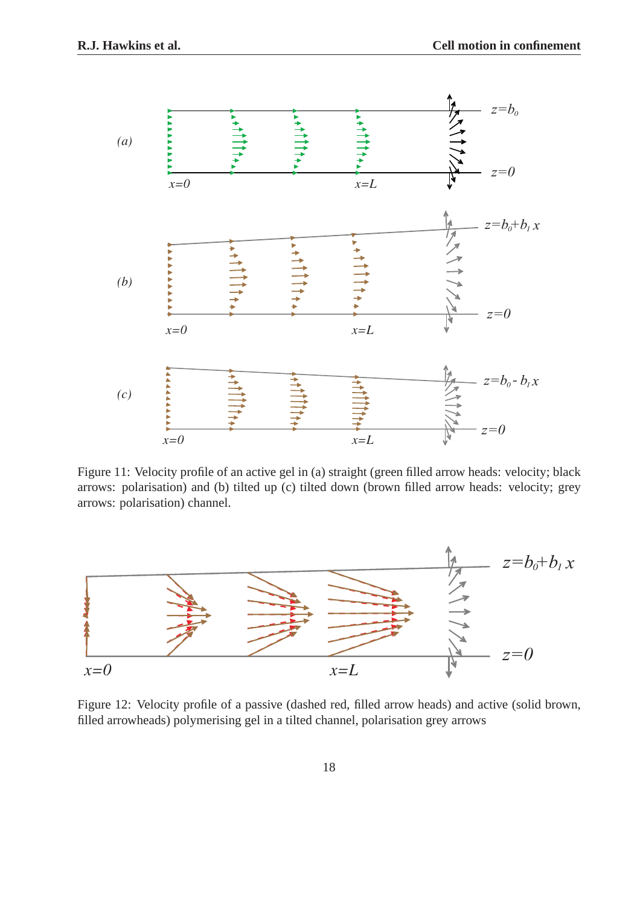Figure 11: Velocity profile of an active gel in (a) straight (green filled arrow heads: velocity; black arrows: polarisation) and (b) tilted up (c) tilted down (brown filled arrow heads: velocity; grey arrows: polarisation) channel.

Figure 12: Velocity profile of a passive (dashed red, filled arrow heads) and active (solid brown, filled arrowheads) polymerising gel in a tilted channel, polarisation grey arrows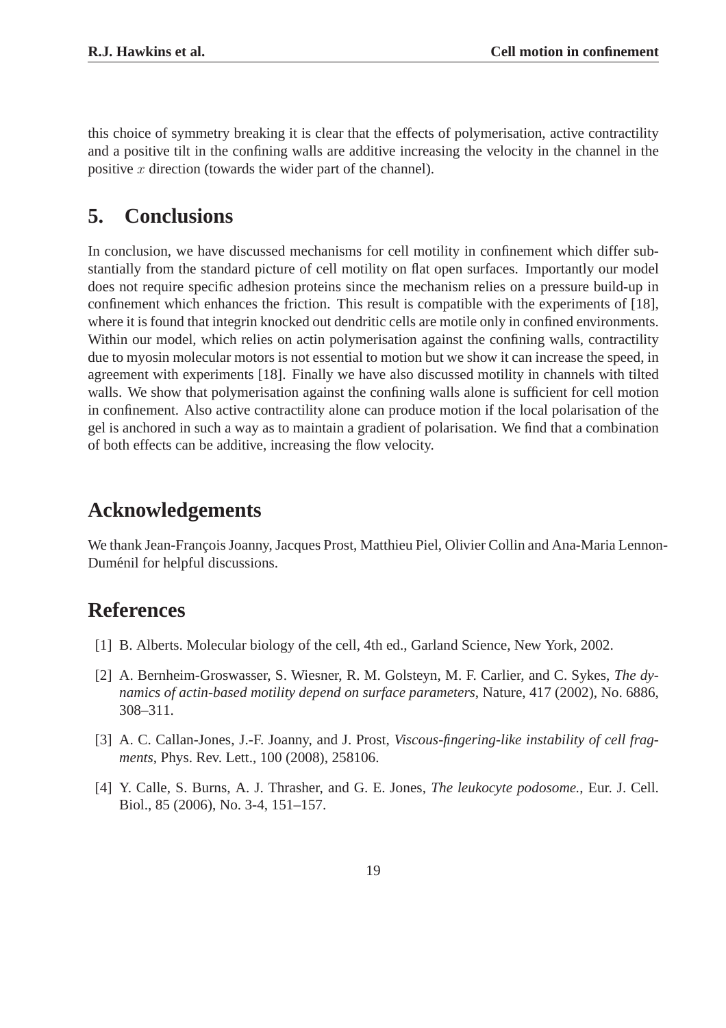this choice of symmetry breaking it is clear that the effects of polymerisation, active contractility and a positive tilt in the confining walls are additive increasing the velocity in the channel in the positive $x$ direction (towards the wider part of the channel).

## 5. Conclusions

In conclusion, we have discussed mechanisms for cell motility in confinement which differ substantially from the standard picture of cell motility on flat open surfaces. Importantly our model does not require specific adhesion proteins since the mechanism relies on a pressure build-up in confinement which enhances the friction. This result is compatible with the experiments of [18], where it is found that integrin knocked out dendritic cells are motile only in confined environments. Within our model, which relies on actin polymerisation against the confining walls, contractility due to myosin molecular motors is not essential to motion but we show it can increase the speed, in agreement with experiments [18]. Finally we have also discussed motility in channels with tilted walls. We show that polymerisation against the confining walls alone is sufficient for cell motion in confinement. Also active contractility alone can produce motion if the local polarisation of the gel is anchored in such a way as to maintain a gradient of polarisation. We find that a combination of both effects can be additive, increasing the flow velocity.

## Acknowledgements

We thank Jean-François Joanny, Jacques Prost, Matthieu Piel, Olivier Collin and Ana-Maria Lennon-Duménil for helpful discussions.

## References

[1] B. Alberts. Molecular biology of the cell, 4th ed., Garland Science, New York, 2002.

[2] A. Bernheim-Groswasser, S. Wiesner, R. M. Golsteyn, M. F. Carlier, and C. Sykes, *The dynamics of actin-based motility depend on surface parameters*, Nature, 417 (2002), No. 6886, 308–311.

[3] A. C. Callan-Jones, J.-F. Joanny, and J. Prost, *Viscous-fingering-like instability of cell fragments*, Phys. Rev. Lett., 100 (2008), 258106.

[4] Y. Calle, S. Burns, A. J. Thrasher, and G. E. Jones, *The leukocyte podosome.*, Eur. J. Cell. Biol., 85 (2006), No. 3-4, 151–157.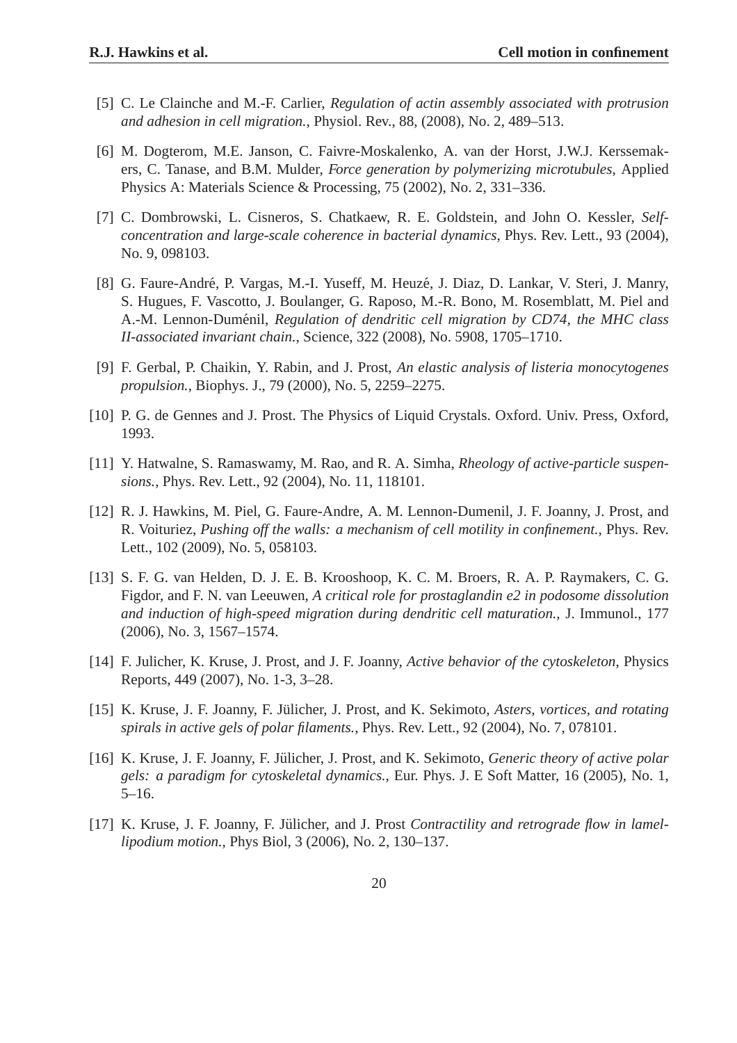[5] C. Le Clainche and M.-F. Carlier, *Regulation of actin assembly associated with protrusion and adhesion in cell migration.*, Physiol. Rev., 88, (2008), No. 2, 489–513.

[6] M. Dogterom, M.E. Janson, C. Faivre-Moskalenko, A. van der Horst, J.W.J. Kerssemakers, C. Tanase, and B.M. Mulder, *Force generation by polymerizing microtubules*, Applied Physics A: Materials Science & Processing, 75 (2002), No. 2, 331–336.

[7] C. Dombrowski, L. Cisneros, S. Chatkaew, R. E. Goldstein, and John O. Kessler, *Self-concentration and large-scale coherence in bacterial dynamics*, Phys. Rev. Lett., 93 (2004), No. 9, 098103.

[8] G. Faure-André, P. Vargas, M.-I. Yuseff, M. Heuzé, J. Diaz, D. Lankar, V. Steri, J. Manry, S. Hugues, F. Vascotto, J. Boulanger, G. Raposo, M.-R. Bono, M. Rosemblatt, M. Piel and A.-M. Lennon-Duménil, *Regulation of dendritic cell migration by CD74, the MHC class II-associated invariant chain.*, Science, 322 (2008), No. 5908, 1705–1710.

[9] F. Gerbal, P. Chaikin, Y. Rabin, and J. Prost, *An elastic analysis of listeria monocytogenes propulsion.*, Biophys. J., 79 (2000), No. 5, 2259–2275.

[10] P. G. de Gennes and J. Prost. The Physics of Liquid Crystals. Oxford. Univ. Press, Oxford, 1993.

[11] Y. Hatwalne, S. Ramaswamy, M. Rao, and R. A. Simha, *Rheology of active-particle suspensions.*, Phys. Rev. Lett., 92 (2004), No. 11, 118101.

[12] R. J. Hawkins, M. Piel, G. Faure-Andre, A. M. Lennon-Dumenil, J. F. Joanny, J. Prost, and R. Voituriez, *Pushing off the walls: a mechanism of cell motility in confinement.*, Phys. Rev. Lett., 102 (2009), No. 5, 058103.

[13] S. F. G. van Helden, D. J. E. B. Krooshoop, K. C. M. Broers, R. A. P. Raymakers, C. G. Figdor, and F. N. van Leeuwen, *A critical role for prostaglandin e2 in podosome dissolution and induction of high-speed migration during dendritic cell maturation.*, J. Immunol., 177 (2006), No. 3, 1567–1574.

[14] F. Julicher, K. Kruse, J. Prost, and J. F. Joanny, *Active behavior of the cytoskeleton*, Physics Reports, 449 (2007), No. 1-3, 3–28.

[15] K. Kruse, J. F. Joanny, F. Jülicher, J. Prost, and K. Sekimoto, *Asters, vortices, and rotating spirals in active gels of polar filaments.*, Phys. Rev. Lett., 92 (2004), No. 7, 078101.

[16] K. Kruse, J. F. Joanny, F. Jülicher, J. Prost, and K. Sekimoto, *Generic theory of active polar gels: a paradigm for cytoskeletal dynamics.*, Eur. Phys. J. E Soft Matter, 16 (2005), No. 1, 5–16.

[17] K. Kruse, J. F. Joanny, F. Jülicher, and J. Prost *Contractility and retrograde flow in lamellipodium motion.*, Phys Biol, 3 (2006), No. 2, 130–137.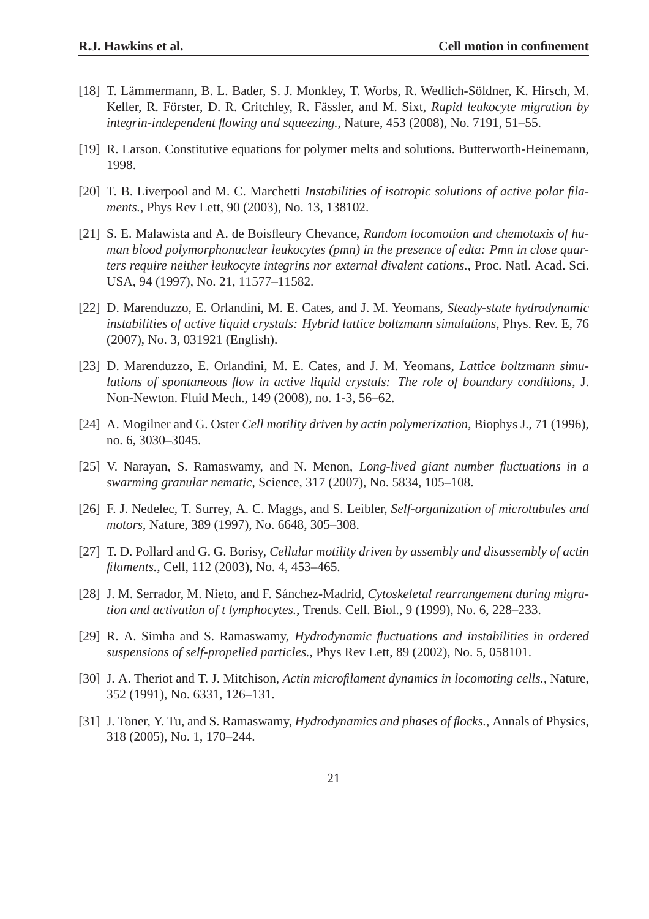[18] T. Lämmermann, B. L. Bader, S. J. Monkley, T. Worbs, R. Wedlich-Söldner, K. Hirsch, M. Keller, R. Förster, D. R. Critchley, R. Fässler, and M. Sixt, *Rapid leukocyte migration by integrin-independent flowing and squeezing.*, Nature, 453 (2008), No. 7191, 51–55.

[19] R. Larson. Constitutive equations for polymer melts and solutions. Butterworth-Heinemann, 1998.

[20] T. B. Liverpool and M. C. Marchetti *Instabilities of isotropic solutions of active polar filaments.*, Phys Rev Lett, 90 (2003), No. 13, 138102.

[21] S. E. Malawista and A. de Boisfleury Chevance, *Random locomotion and chemotaxis of human blood polymorphonuclear leukocytes (pmn) in the presence of edta: Pmn in close quarters require neither leukocyte integrins nor external divalent cations.*, Proc. Natl. Acad. Sci. USA, 94 (1997), No. 21, 11577–11582.

[22] D. Marenduzzo, E. Orlandini, M. E. Cates, and J. M. Yeomans, *Steady-state hydrodynamic instabilities of active liquid crystals: Hybrid lattice boltzmann simulations*, Phys. Rev. E, 76 (2007), No. 3, 031921 (English).

[23] D. Marenduzzo, E. Orlandini, M. E. Cates, and J. M. Yeomans, *Lattice boltzmann simulations of spontaneous flow in active liquid crystals: The role of boundary conditions*, J. Non-Newton. Fluid Mech., 149 (2008), no. 1-3, 56–62.

[24] A. Mogilner and G. Oster *Cell motility driven by actin polymerization*, Biophys J., 71 (1996), no. 6, 3030–3045.

[25] V. Narayan, S. Ramaswamy, and N. Menon, *Long-lived giant number fluctuations in a swarming granular nematic*, Science, 317 (2007), No. 5834, 105–108.

[26] F. J. Nedelec, T. Surrey, A. C. Maggs, and S. Leibler, *Self-organization of microtubules and motors*, Nature, 389 (1997), No. 6648, 305–308.

[27] T. D. Pollard and G. G. Borisy, *Cellular motility driven by assembly and disassembly of actin filaments.*, Cell, 112 (2003), No. 4, 453–465.

[28] J. M. Serrador, M. Nieto, and F. Sánchez-Madrid, *Cytoskeletal rearrangement during migration and activation of t lymphocytes.*, Trends. Cell. Biol., 9 (1999), No. 6, 228–233.

[29] R. A. Simha and S. Ramaswamy, *Hydrodynamic fluctuations and instabilities in ordered suspensions of self-propelled particles.*, Phys Rev Lett, 89 (2002), No. 5, 058101.

[30] J. A. Theriot and T. J. Mitchison, *Actin microfilament dynamics in locomoting cells.*, Nature, 352 (1991), No. 6331, 126–131.

[31] J. Toner, Y. Tu, and S. Ramaswamy, *Hydrodynamics and phases of flocks.*, Annals of Physics, 318 (2005), No. 1, 170–244.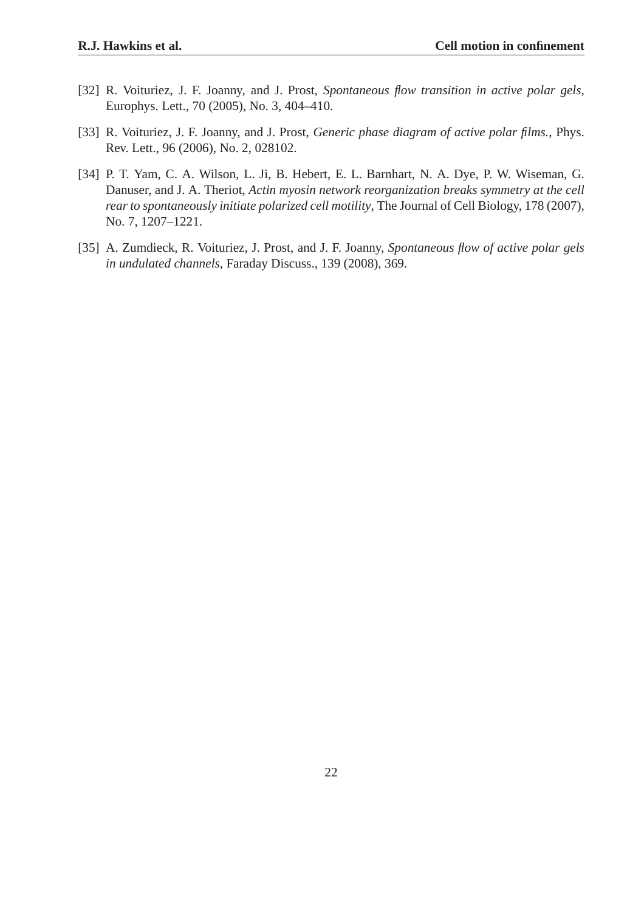[32] R. Voituriez, J. F. Joanny, and J. Prost, *Spontaneous flow transition in active polar gels*, Europhys. Lett., 70 (2005), No. 3, 404–410.

[33] R. Voituriez, J. F. Joanny, and J. Prost, *Generic phase diagram of active polar films.*, Phys. Rev. Lett., 96 (2006), No. 2, 028102.

[34] P. T. Yam, C. A. Wilson, L. Ji, B. Hebert, E. L. Barnhart, N. A. Dye, P. W. Wiseman, G. Danuser, and J. A. Theriot, *Actin myosin network reorganization breaks symmetry at the cell rear to spontaneously initiate polarized cell motility*, The Journal of Cell Biology, 178 (2007), No. 7, 1207–1221.

[35] A. Zumdieck, R. Voituriez, J. Prost, and J. F. Joanny, *Spontaneous flow of active polar gels in undulated channels*, Faraday Discuss., 139 (2008), 369.